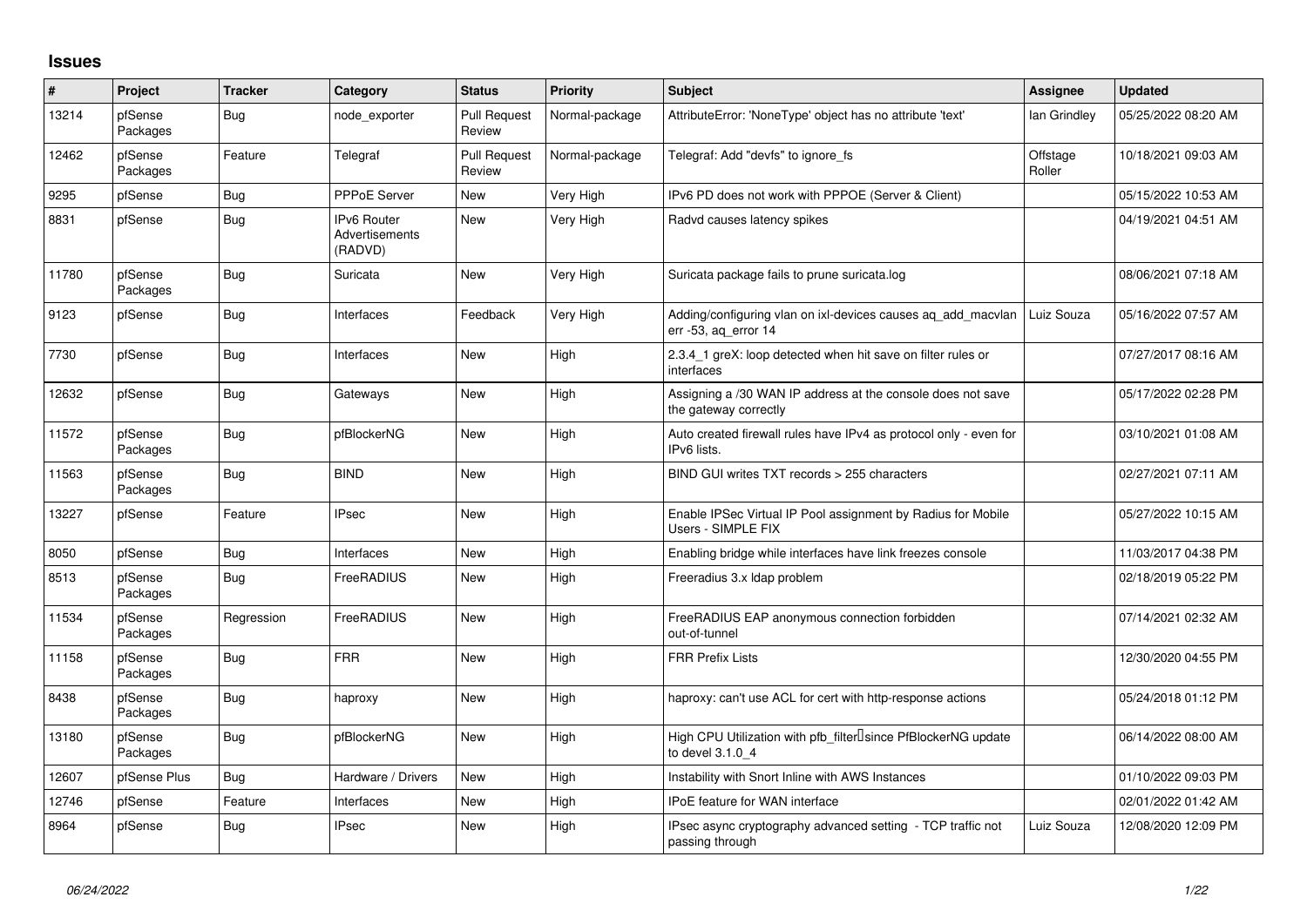## Issues

| # | Project | Tracker | Category | Status | Priority | Subject | Assignee | Updated |
|---|---|---|---|---|---|---|---|---|
| 13214 | pfSense Packages | Bug | node_exporter | Pull Request Review | Normal-package | AttributeError: 'NoneType' object has no attribute 'text' | Ian Grindley | 05/25/2022 08:20 AM |
| 12462 | pfSense Packages | Feature | Telegraf | Pull Request Review | Normal-package | Telegraf: Add "devfs" to ignore_fs | Offstage Roller | 10/18/2021 09:03 AM |
| 9295 | pfSense | Bug | PPPoE Server | New | Very High | IPv6 PD does not work with PPPOE (Server & Client) | | 05/15/2022 10:53 AM |
| 8831 | pfSense | Bug | IPv6 Router Advertisements (RADVD) | New | Very High | Radvd causes latency spikes | | 04/19/2021 04:51 AM |
| 11780 | pfSense Packages | Bug | Suricata | New | Very High | Suricata package fails to prune suricata.log | | 08/06/2021 07:18 AM |
| 9123 | pfSense | Bug | Interfaces | Feedback | Very High | Adding/configuring vlan on ixl-devices causes aq_add_macvlan err -53, aq_error 14 | Luiz Souza | 05/16/2022 07:57 AM |
| 7730 | pfSense | Bug | Interfaces | New | High | 2.3.4_1 greX: loop detected when hit save on filter rules or interfaces | | 07/27/2017 08:16 AM |
| 12632 | pfSense | Bug | Gateways | New | High | Assigning a /30 WAN IP address at the console does not save the gateway correctly | | 05/17/2022 02:28 PM |
| 11572 | pfSense Packages | Bug | pfBlockerNG | New | High | Auto created firewall rules have IPv4 as protocol only - even for IPv6 lists. | | 03/10/2021 01:08 AM |
| 11563 | pfSense Packages | Bug | BIND | New | High | BIND GUI writes TXT records > 255 characters | | 02/27/2021 07:11 AM |
| 13227 | pfSense | Feature | IPsec | New | High | Enable IPSec Virtual IP Pool assignment by Radius for Mobile Users - SIMPLE FIX | | 05/27/2022 10:15 AM |
| 8050 | pfSense | Bug | Interfaces | New | High | Enabling bridge while interfaces have link freezes console | | 11/03/2017 04:38 PM |
| 8513 | pfSense Packages | Bug | FreeRADIUS | New | High | Freeradius 3.x ldap problem | | 02/18/2019 05:22 PM |
| 11534 | pfSense Packages | Regression | FreeRADIUS | New | High | FreeRADIUS EAP anonymous connection forbidden out-of-tunnel | | 07/14/2021 02:32 AM |
| 11158 | pfSense Packages | Bug | FRR | New | High | FRR Prefix Lists | | 12/30/2020 04:55 PM |
| 8438 | pfSense Packages | Bug | haproxy | New | High | haproxy: can't use ACL for cert with http-response actions | | 05/24/2018 01:12 PM |
| 13180 | pfSense Packages | Bug | pfBlockerNG | New | High | High CPU Utilization with pfb_filter since PfBlockerNG update to devel 3.1.0_4 | | 06/14/2022 08:00 AM |
| 12607 | pfSense Plus | Bug | Hardware / Drivers | New | High | Instability with Snort Inline with AWS Instances | | 01/10/2022 09:03 PM |
| 12746 | pfSense | Feature | Interfaces | New | High | IPoE feature for WAN interface | | 02/01/2022 01:42 AM |
| 8964 | pfSense | Bug | IPsec | New | High | IPsec async cryptography advanced setting - TCP traffic not passing through | Luiz Souza | 12/08/2020 12:09 PM |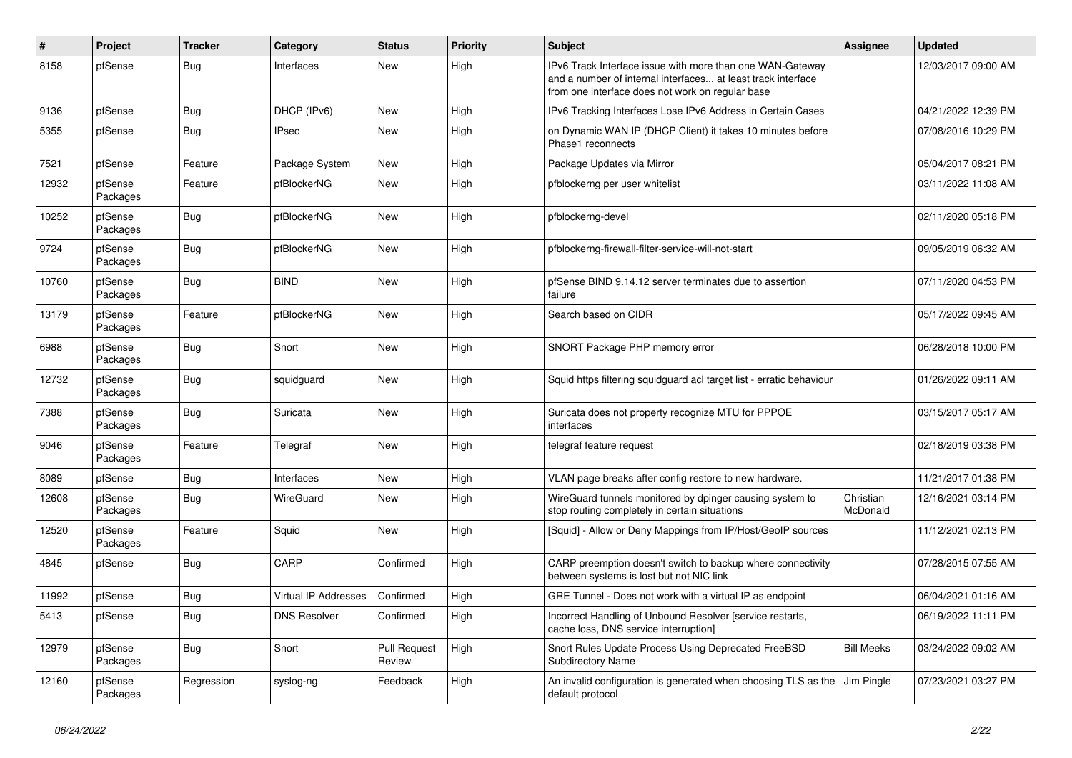| # | Project | Tracker | Category | Status | Priority | Subject | Assignee | Updated |
|---|---|---|---|---|---|---|---|---|
| 8158 | pfSense | Bug | Interfaces | New | High | IPv6 Track Interface issue with more than one WAN-Gateway and a number of internal interfaces... at least track interface from one interface does not work on regular base | | 12/03/2017 09:00 AM |
| 9136 | pfSense | Bug | DHCP (IPv6) | New | High | IPv6 Tracking Interfaces Lose IPv6 Address in Certain Cases | | 04/21/2022 12:39 PM |
| 5355 | pfSense | Bug | IPsec | New | High | on Dynamic WAN IP (DHCP Client) it takes 10 minutes before Phase1 reconnects | | 07/08/2016 10:29 PM |
| 7521 | pfSense | Feature | Package System | New | High | Package Updates via Mirror | | 05/04/2017 08:21 PM |
| 12932 | pfSense Packages | Feature | pfBlockerNG | New | High | pfblockerng per user whitelist | | 03/11/2022 11:08 AM |
| 10252 | pfSense Packages | Bug | pfBlockerNG | New | High | pfblockerng-devel | | 02/11/2020 05:18 PM |
| 9724 | pfSense Packages | Bug | pfBlockerNG | New | High | pfblockerng-firewall-filter-service-will-not-start | | 09/05/2019 06:32 AM |
| 10760 | pfSense Packages | Bug | BIND | New | High | pfSense BIND 9.14.12 server terminates due to assertion failure | | 07/11/2020 04:53 PM |
| 13179 | pfSense Packages | Feature | pfBlockerNG | New | High | Search based on CIDR | | 05/17/2022 09:45 AM |
| 6988 | pfSense Packages | Bug | Snort | New | High | SNORT Package PHP memory error | | 06/28/2018 10:00 PM |
| 12732 | pfSense Packages | Bug | squidguard | New | High | Squid https filtering squidguard acl target list - erratic behaviour | | 01/26/2022 09:11 AM |
| 7388 | pfSense Packages | Bug | Suricata | New | High | Suricata does not property recognize MTU for PPPOE interfaces | | 03/15/2017 05:17 AM |
| 9046 | pfSense Packages | Feature | Telegraf | New | High | telegraf feature request | | 02/18/2019 03:38 PM |
| 8089 | pfSense | Bug | Interfaces | New | High | VLAN page breaks after config restore to new hardware. | | 11/21/2017 01:38 PM |
| 12608 | pfSense Packages | Bug | WireGuard | New | High | WireGuard tunnels monitored by dpinger causing system to stop routing completely in certain situations | Christian McDonald | 12/16/2021 03:14 PM |
| 12520 | pfSense Packages | Feature | Squid | New | High | [Squid] - Allow or Deny Mappings from IP/Host/GeoIP sources | | 11/12/2021 02:13 PM |
| 4845 | pfSense | Bug | CARP | Confirmed | High | CARP preemption doesn't switch to backup where connectivity between systems is lost but not NIC link | | 07/28/2015 07:55 AM |
| 11992 | pfSense | Bug | Virtual IP Addresses | Confirmed | High | GRE Tunnel - Does not work with a virtual IP as endpoint | | 06/04/2021 01:16 AM |
| 5413 | pfSense | Bug | DNS Resolver | Confirmed | High | Incorrect Handling of Unbound Resolver [service restarts, cache loss, DNS service interruption] | | 06/19/2022 11:11 PM |
| 12979 | pfSense Packages | Bug | Snort | Pull Request Review | High | Snort Rules Update Process Using Deprecated FreeBSD Subdirectory Name | Bill Meeks | 03/24/2022 09:02 AM |
| 12160 | pfSense Packages | Regression | syslog-ng | Feedback | High | An invalid configuration is generated when choosing TLS as the default protocol | Jim Pingle | 07/23/2021 03:27 PM |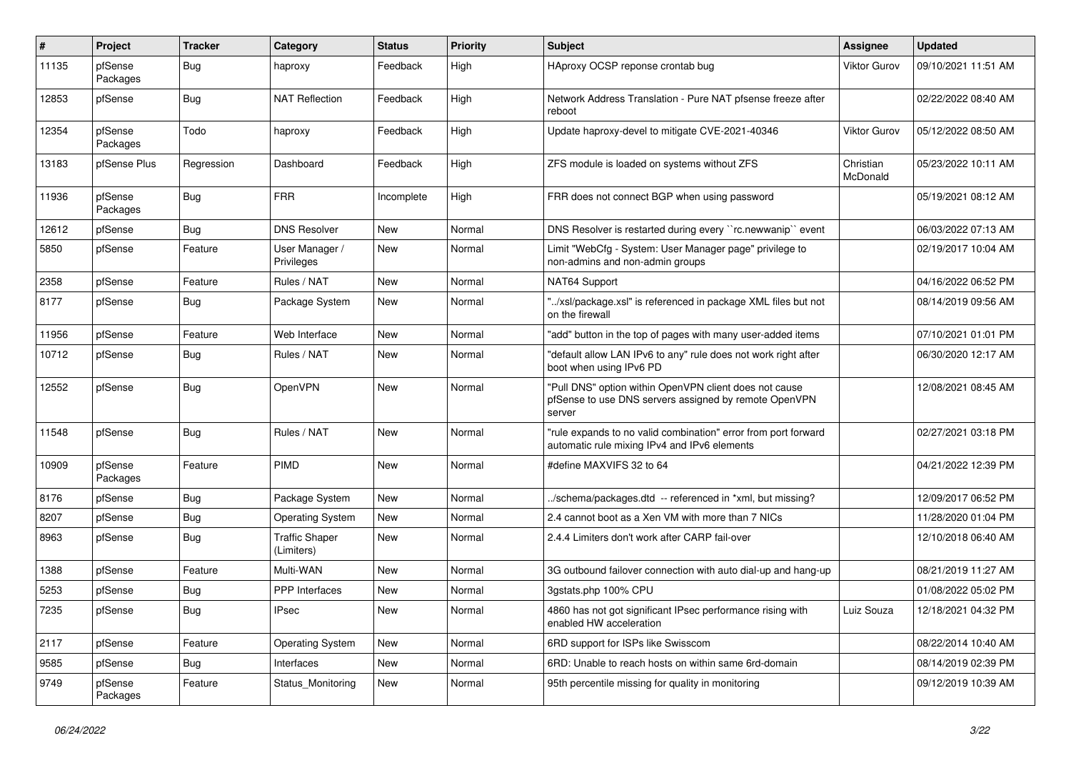| # | Project | Tracker | Category | Status | Priority | Subject | Assignee | Updated |
|---|---|---|---|---|---|---|---|---|
| 11135 | pfSense Packages | Bug | haproxy | Feedback | High | HAproxy OCSP reponse crontab bug | Viktor Gurov | 09/10/2021 11:51 AM |
| 12853 | pfSense | Bug | NAT Reflection | Feedback | High | Network Address Translation - Pure NAT pfsense freeze after reboot | | 02/22/2022 08:40 AM |
| 12354 | pfSense Packages | Todo | haproxy | Feedback | High | Update haproxy-devel to mitigate CVE-2021-40346 | Viktor Gurov | 05/12/2022 08:50 AM |
| 13183 | pfSense Plus | Regression | Dashboard | Feedback | High | ZFS module is loaded on systems without ZFS | Christian McDonald | 05/23/2022 10:11 AM |
| 11936 | pfSense Packages | Bug | FRR | Incomplete | High | FRR does not connect BGP when using password | | 05/19/2021 08:12 AM |
| 12612 | pfSense | Bug | DNS Resolver | New | Normal | DNS Resolver is restarted during every ``rc.newwanip`` event | | 06/03/2022 07:13 AM |
| 5850 | pfSense | Feature | User Manager / Privileges | New | Normal | Limit "WebCfg - System: User Manager page" privilege to non-admins and non-admin groups | | 02/19/2017 10:04 AM |
| 2358 | pfSense | Feature | Rules / NAT | New | Normal | NAT64 Support | | 04/16/2022 06:52 PM |
| 8177 | pfSense | Bug | Package System | New | Normal | "../xsl/package.xsl" is referenced in package XML files but not on the firewall | | 08/14/2019 09:56 AM |
| 11956 | pfSense | Feature | Web Interface | New | Normal | "add" button in the top of pages with many user-added items | | 07/10/2021 01:01 PM |
| 10712 | pfSense | Bug | Rules / NAT | New | Normal | "default allow LAN IPv6 to any" rule does not work right after boot when using IPv6 PD | | 06/30/2020 12:17 AM |
| 12552 | pfSense | Bug | OpenVPN | New | Normal | "Pull DNS" option within OpenVPN client does not cause pfSense to use DNS servers assigned by remote OpenVPN server | | 12/08/2021 08:45 AM |
| 11548 | pfSense | Bug | Rules / NAT | New | Normal | "rule expands to no valid combination" error from port forward automatic rule mixing IPv4 and IPv6 elements | | 02/27/2021 03:18 PM |
| 10909 | pfSense Packages | Feature | PIMD | New | Normal | #define MAXVIFS 32 to 64 | | 04/21/2022 12:39 PM |
| 8176 | pfSense | Bug | Package System | New | Normal | ../schema/packages.dtd -- referenced in *xml, but missing? | | 12/09/2017 06:52 PM |
| 8207 | pfSense | Bug | Operating System | New | Normal | 2.4 cannot boot as a Xen VM with more than 7 NICs | | 11/28/2020 01:04 PM |
| 8963 | pfSense | Bug | Traffic Shaper (Limiters) | New | Normal | 2.4.4 Limiters don't work after CARP fail-over | | 12/10/2018 06:40 AM |
| 1388 | pfSense | Feature | Multi-WAN | New | Normal | 3G outbound failover connection with auto dial-up and hang-up | | 08/21/2019 11:27 AM |
| 5253 | pfSense | Bug | PPP Interfaces | New | Normal | 3gstats.php 100% CPU | | 01/08/2022 05:02 PM |
| 7235 | pfSense | Bug | IPsec | New | Normal | 4860 has not got significant IPsec performance rising with enabled HW acceleration | Luiz Souza | 12/18/2021 04:32 PM |
| 2117 | pfSense | Feature | Operating System | New | Normal | 6RD support for ISPs like Swisscom | | 08/22/2014 10:40 AM |
| 9585 | pfSense | Bug | Interfaces | New | Normal | 6RD: Unable to reach hosts on within same 6rd-domain | | 08/14/2019 02:39 PM |
| 9749 | pfSense Packages | Feature | Status_Monitoring | New | Normal | 95th percentile missing for quality in monitoring | | 09/12/2019 10:39 AM |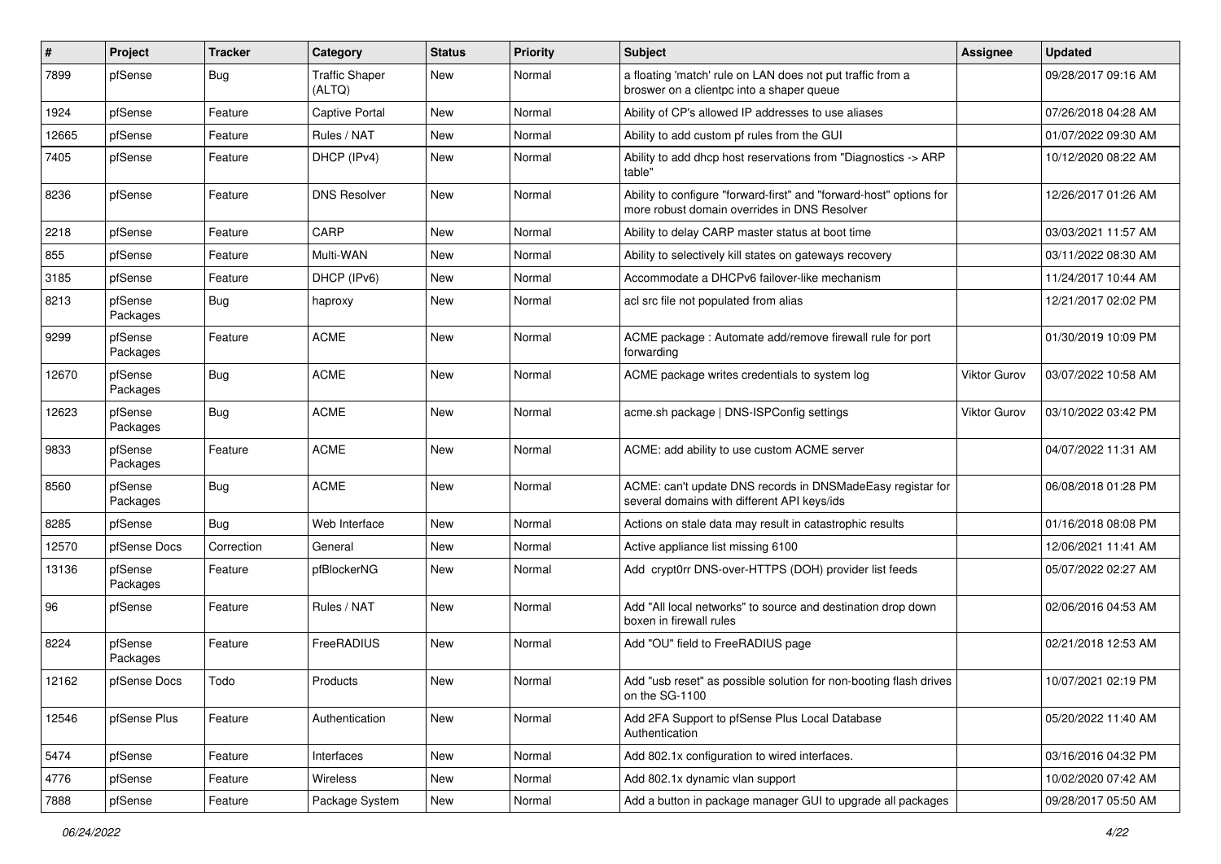| # | Project | Tracker | Category | Status | Priority | Subject | Assignee | Updated |
|---|---|---|---|---|---|---|---|---|
| 7899 | pfSense | Bug | Traffic Shaper (ALTQ) | New | Normal | a floating 'match' rule on LAN does not put traffic from a broswer on a clientpc into a shaper queue | | 09/28/2017 09:16 AM |
| 1924 | pfSense | Feature | Captive Portal | New | Normal | Ability of CP's allowed IP addresses to use aliases | | 07/26/2018 04:28 AM |
| 12665 | pfSense | Feature | Rules / NAT | New | Normal | Ability to add custom pf rules from the GUI | | 01/07/2022 09:30 AM |
| 7405 | pfSense | Feature | DHCP (IPv4) | New | Normal | Ability to add dhcp host reservations from "Diagnostics -> ARP table" | | 10/12/2020 08:22 AM |
| 8236 | pfSense | Feature | DNS Resolver | New | Normal | Ability to configure "forward-first" and "forward-host" options for more robust domain overrides in DNS Resolver | | 12/26/2017 01:26 AM |
| 2218 | pfSense | Feature | CARP | New | Normal | Ability to delay CARP master status at boot time | | 03/03/2021 11:57 AM |
| 855 | pfSense | Feature | Multi-WAN | New | Normal | Ability to selectively kill states on gateways recovery | | 03/11/2022 08:30 AM |
| 3185 | pfSense | Feature | DHCP (IPv6) | New | Normal | Accommodate a DHCPv6 failover-like mechanism | | 11/24/2017 10:44 AM |
| 8213 | pfSense Packages | Bug | haproxy | New | Normal | acl src file not populated from alias | | 12/21/2017 02:02 PM |
| 9299 | pfSense Packages | Feature | ACME | New | Normal | ACME package : Automate add/remove firewall rule for port forwarding | | 01/30/2019 10:09 PM |
| 12670 | pfSense Packages | Bug | ACME | New | Normal | ACME package writes credentials to system log | Viktor Gurov | 03/07/2022 10:58 AM |
| 12623 | pfSense Packages | Bug | ACME | New | Normal | acme.sh package \| DNS-ISPConfig settings | Viktor Gurov | 03/10/2022 03:42 PM |
| 9833 | pfSense Packages | Feature | ACME | New | Normal | ACME: add ability to use custom ACME server | | 04/07/2022 11:31 AM |
| 8560 | pfSense Packages | Bug | ACME | New | Normal | ACME: can't update DNS records in DNSMadeEasy registar for several domains with different API keys/ids | | 06/08/2018 01:28 PM |
| 8285 | pfSense | Bug | Web Interface | New | Normal | Actions on stale data may result in catastrophic results | | 01/16/2018 08:08 PM |
| 12570 | pfSense Docs | Correction | General | New | Normal | Active appliance list missing 6100 | | 12/06/2021 11:41 AM |
| 13136 | pfSense Packages | Feature | pfBlockerNG | New | Normal | Add crypt0rr DNS-over-HTTPS (DOH) provider list feeds | | 05/07/2022 02:27 AM |
| 96 | pfSense | Feature | Rules / NAT | New | Normal | Add "All local networks" to source and destination drop down boxen in firewall rules | | 02/06/2016 04:53 AM |
| 8224 | pfSense Packages | Feature | FreeRADIUS | New | Normal | Add "OU" field to FreeRADIUS page | | 02/21/2018 12:53 AM |
| 12162 | pfSense Docs | Todo | Products | New | Normal | Add "usb reset" as possible solution for non-booting flash drives on the SG-1100 | | 10/07/2021 02:19 PM |
| 12546 | pfSense Plus | Feature | Authentication | New | Normal | Add 2FA Support to pfSense Plus Local Database Authentication | | 05/20/2022 11:40 AM |
| 5474 | pfSense | Feature | Interfaces | New | Normal | Add 802.1x configuration to wired interfaces. | | 03/16/2016 04:32 PM |
| 4776 | pfSense | Feature | Wireless | New | Normal | Add 802.1x dynamic vlan support | | 10/02/2020 07:42 AM |
| 7888 | pfSense | Feature | Package System | New | Normal | Add a button in package manager GUI to upgrade all packages | | 09/28/2017 05:50 AM |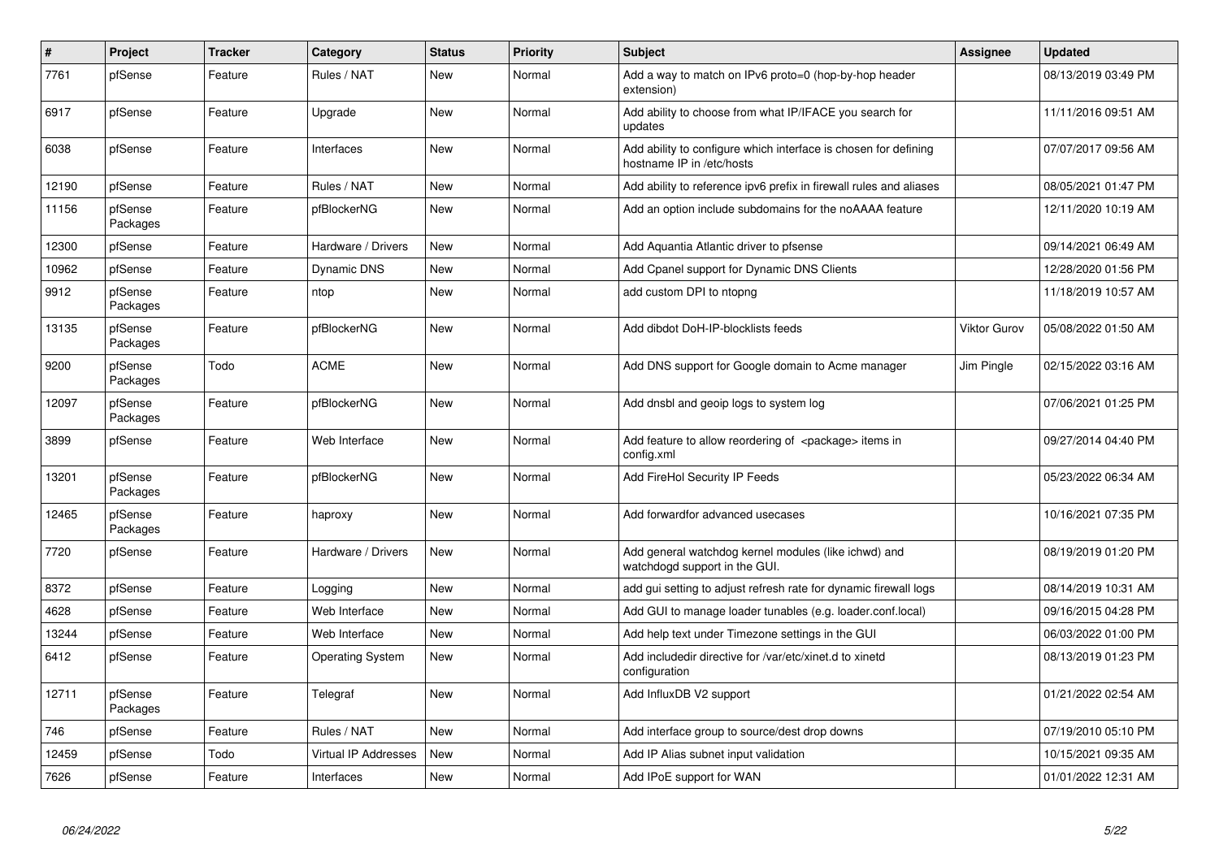| # | Project | Tracker | Category | Status | Priority | Subject | Assignee | Updated |
|---|---|---|---|---|---|---|---|---|
| 7761 | pfSense | Feature | Rules / NAT | New | Normal | Add a way to match on IPv6 proto=0 (hop-by-hop header extension) | | 08/13/2019 03:49 PM |
| 6917 | pfSense | Feature | Upgrade | New | Normal | Add ability to choose from what IP/IFACE you search for updates | | 11/11/2016 09:51 AM |
| 6038 | pfSense | Feature | Interfaces | New | Normal | Add ability to configure which interface is chosen for defining hostname IP in /etc/hosts | | 07/07/2017 09:56 AM |
| 12190 | pfSense | Feature | Rules / NAT | New | Normal | Add ability to reference ipv6 prefix in firewall rules and aliases | | 08/05/2021 01:47 PM |
| 11156 | pfSense Packages | Feature | pfBlockerNG | New | Normal | Add an option include subdomains for the noAAAA feature | | 12/11/2020 10:19 AM |
| 12300 | pfSense | Feature | Hardware / Drivers | New | Normal | Add Aquantia Atlantic driver to pfsense | | 09/14/2021 06:49 AM |
| 10962 | pfSense | Feature | Dynamic DNS | New | Normal | Add Cpanel support for Dynamic DNS Clients | | 12/28/2020 01:56 PM |
| 9912 | pfSense Packages | Feature | ntop | New | Normal | add custom DPI to ntopng | | 11/18/2019 10:57 AM |
| 13135 | pfSense Packages | Feature | pfBlockerNG | New | Normal | Add dibdot DoH-IP-blocklists feeds | Viktor Gurov | 05/08/2022 01:50 AM |
| 9200 | pfSense Packages | Todo | ACME | New | Normal | Add DNS support for Google domain to Acme manager | Jim Pingle | 02/15/2022 03:16 AM |
| 12097 | pfSense Packages | Feature | pfBlockerNG | New | Normal | Add dnsbl and geoip logs to system log | | 07/06/2021 01:25 PM |
| 3899 | pfSense | Feature | Web Interface | New | Normal | Add feature to allow reordering of <package> items in config.xml | | 09/27/2014 04:40 PM |
| 13201 | pfSense Packages | Feature | pfBlockerNG | New | Normal | Add FireHol Security IP Feeds | | 05/23/2022 06:34 AM |
| 12465 | pfSense Packages | Feature | haproxy | New | Normal | Add forwardfor advanced usecases | | 10/16/2021 07:35 PM |
| 7720 | pfSense | Feature | Hardware / Drivers | New | Normal | Add general watchdog kernel modules (like ichwd) and watchdogd support in the GUI. | | 08/19/2019 01:20 PM |
| 8372 | pfSense | Feature | Logging | New | Normal | add gui setting to adjust refresh rate for dynamic firewall logs | | 08/14/2019 10:31 AM |
| 4628 | pfSense | Feature | Web Interface | New | Normal | Add GUI to manage loader tunables (e.g. loader.conf.local) | | 09/16/2015 04:28 PM |
| 13244 | pfSense | Feature | Web Interface | New | Normal | Add help text under Timezone settings in the GUI | | 06/03/2022 01:00 PM |
| 6412 | pfSense | Feature | Operating System | New | Normal | Add includedir directive for /var/etc/xinet.d to xinetd configuration | | 08/13/2019 01:23 PM |
| 12711 | pfSense Packages | Feature | Telegraf | New | Normal | Add InfluxDB V2 support | | 01/21/2022 02:54 AM |
| 746 | pfSense | Feature | Rules / NAT | New | Normal | Add interface group to source/dest drop downs | | 07/19/2010 05:10 PM |
| 12459 | pfSense | Todo | Virtual IP Addresses | New | Normal | Add IP Alias subnet input validation | | 10/15/2021 09:35 AM |
| 7626 | pfSense | Feature | Interfaces | New | Normal | Add IPoE support for WAN | | 01/01/2022 12:31 AM |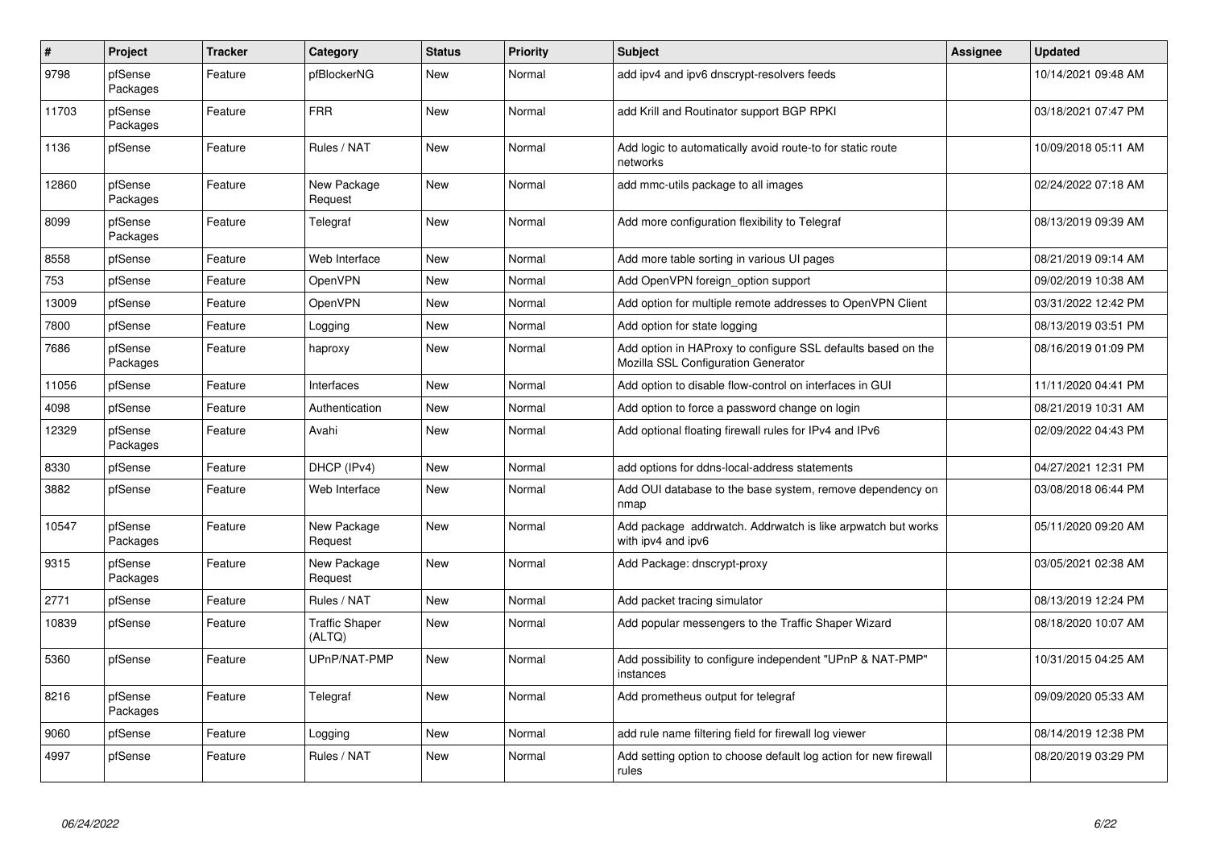| # | Project | Tracker | Category | Status | Priority | Subject | Assignee | Updated |
|---|---|---|---|---|---|---|---|---|
| 9798 | pfSense Packages | Feature | pfBlockerNG | New | Normal | add ipv4 and ipv6 dnscrypt-resolvers feeds | | 10/14/2021 09:48 AM |
| 11703 | pfSense Packages | Feature | FRR | New | Normal | add Krill and Routinator support BGP RPKI | | 03/18/2021 07:47 PM |
| 1136 | pfSense | Feature | Rules / NAT | New | Normal | Add logic to automatically avoid route-to for static route networks | | 10/09/2018 05:11 AM |
| 12860 | pfSense Packages | Feature | New Package Request | New | Normal | add mmc-utils package to all images | | 02/24/2022 07:18 AM |
| 8099 | pfSense Packages | Feature | Telegraf | New | Normal | Add more configuration flexibility to Telegraf | | 08/13/2019 09:39 AM |
| 8558 | pfSense | Feature | Web Interface | New | Normal | Add more table sorting in various UI pages | | 08/21/2019 09:14 AM |
| 753 | pfSense | Feature | OpenVPN | New | Normal | Add OpenVPN foreign_option support | | 09/02/2019 10:38 AM |
| 13009 | pfSense | Feature | OpenVPN | New | Normal | Add option for multiple remote addresses to OpenVPN Client | | 03/31/2022 12:42 PM |
| 7800 | pfSense | Feature | Logging | New | Normal | Add option for state logging | | 08/13/2019 03:51 PM |
| 7686 | pfSense Packages | Feature | haproxy | New | Normal | Add option in HAProxy to configure SSL defaults based on the Mozilla SSL Configuration Generator | | 08/16/2019 01:09 PM |
| 11056 | pfSense | Feature | Interfaces | New | Normal | Add option to disable flow-control on interfaces in GUI | | 11/11/2020 04:41 PM |
| 4098 | pfSense | Feature | Authentication | New | Normal | Add option to force a password change on login | | 08/21/2019 10:31 AM |
| 12329 | pfSense Packages | Feature | Avahi | New | Normal | Add optional floating firewall rules for IPv4 and IPv6 | | 02/09/2022 04:43 PM |
| 8330 | pfSense | Feature | DHCP (IPv4) | New | Normal | add options for ddns-local-address statements | | 04/27/2021 12:31 PM |
| 3882 | pfSense | Feature | Web Interface | New | Normal | Add OUI database to the base system, remove dependency on nmap | | 03/08/2018 06:44 PM |
| 10547 | pfSense Packages | Feature | New Package Request | New | Normal | Add package addrwatch. Addrwatch is like arpwatch but works with ipv4 and ipv6 | | 05/11/2020 09:20 AM |
| 9315 | pfSense Packages | Feature | New Package Request | New | Normal | Add Package: dnscrypt-proxy | | 03/05/2021 02:38 AM |
| 2771 | pfSense | Feature | Rules / NAT | New | Normal | Add packet tracing simulator | | 08/13/2019 12:24 PM |
| 10839 | pfSense | Feature | Traffic Shaper (ALTQ) | New | Normal | Add popular messengers to the Traffic Shaper Wizard | | 08/18/2020 10:07 AM |
| 5360 | pfSense | Feature | UPnP/NAT-PMP | New | Normal | Add possibility to configure independent "UPnP & NAT-PMP" instances | | 10/31/2015 04:25 AM |
| 8216 | pfSense Packages | Feature | Telegraf | New | Normal | Add prometheus output for telegraf | | 09/09/2020 05:33 AM |
| 9060 | pfSense | Feature | Logging | New | Normal | add rule name filtering field for firewall log viewer | | 08/14/2019 12:38 PM |
| 4997 | pfSense | Feature | Rules / NAT | New | Normal | Add setting option to choose default log action for new firewall rules | | 08/20/2019 03:29 PM |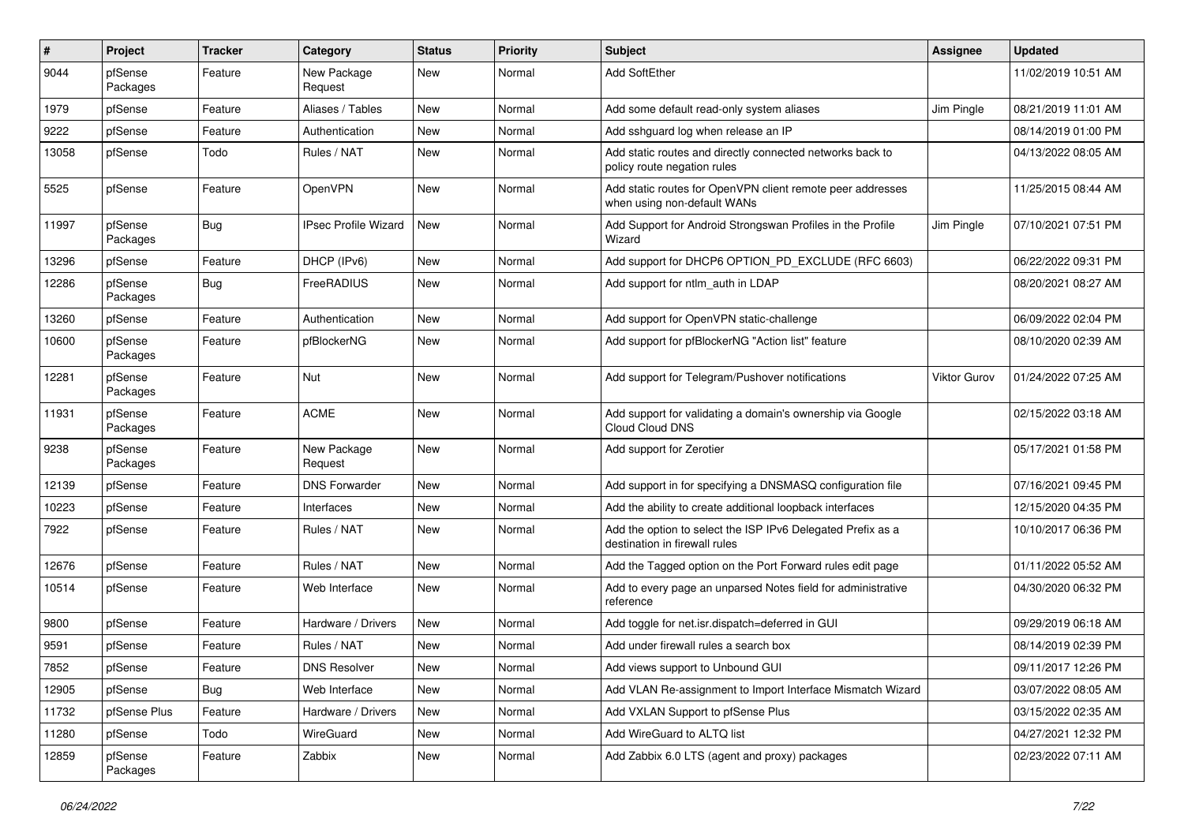| # | Project | Tracker | Category | Status | Priority | Subject | Assignee | Updated |
|---|---|---|---|---|---|---|---|---|
| 9044 | pfSense Packages | Feature | New Package Request | New | Normal | Add SoftEther | | 11/02/2019 10:51 AM |
| 1979 | pfSense | Feature | Aliases / Tables | New | Normal | Add some default read-only system aliases | Jim Pingle | 08/21/2019 11:01 AM |
| 9222 | pfSense | Feature | Authentication | New | Normal | Add sshguard log when release an IP | | 08/14/2019 01:00 PM |
| 13058 | pfSense | Todo | Rules / NAT | New | Normal | Add static routes and directly connected networks back to policy route negation rules | | 04/13/2022 08:05 AM |
| 5525 | pfSense | Feature | OpenVPN | New | Normal | Add static routes for OpenVPN client remote peer addresses when using non-default WANs | | 11/25/2015 08:44 AM |
| 11997 | pfSense Packages | Bug | IPsec Profile Wizard | New | Normal | Add Support for Android Strongswan Profiles in the Profile Wizard | Jim Pingle | 07/10/2021 07:51 PM |
| 13296 | pfSense | Feature | DHCP (IPv6) | New | Normal | Add support for DHCP6 OPTION_PD_EXCLUDE (RFC 6603) | | 06/22/2022 09:31 PM |
| 12286 | pfSense Packages | Bug | FreeRADIUS | New | Normal | Add support for ntlm_auth in LDAP | | 08/20/2021 08:27 AM |
| 13260 | pfSense | Feature | Authentication | New | Normal | Add support for OpenVPN static-challenge | | 06/09/2022 02:04 PM |
| 10600 | pfSense Packages | Feature | pfBlockerNG | New | Normal | Add support for pfBlockerNG "Action list" feature | | 08/10/2020 02:39 AM |
| 12281 | pfSense Packages | Feature | Nut | New | Normal | Add support for Telegram/Pushover notifications | Viktor Gurov | 01/24/2022 07:25 AM |
| 11931 | pfSense Packages | Feature | ACME | New | Normal | Add support for validating a domain's ownership via Google Cloud Cloud DNS | | 02/15/2022 03:18 AM |
| 9238 | pfSense Packages | Feature | New Package Request | New | Normal | Add support for Zerotier | | 05/17/2021 01:58 PM |
| 12139 | pfSense | Feature | DNS Forwarder | New | Normal | Add support in for specifying a DNSMASQ configuration file | | 07/16/2021 09:45 PM |
| 10223 | pfSense | Feature | Interfaces | New | Normal | Add the ability to create additional loopback interfaces | | 12/15/2020 04:35 PM |
| 7922 | pfSense | Feature | Rules / NAT | New | Normal | Add the option to select the ISP IPv6 Delegated Prefix as a destination in firewall rules | | 10/10/2017 06:36 PM |
| 12676 | pfSense | Feature | Rules / NAT | New | Normal | Add the Tagged option on the Port Forward rules edit page | | 01/11/2022 05:52 AM |
| 10514 | pfSense | Feature | Web Interface | New | Normal | Add to every page an unparsed Notes field for administrative reference | | 04/30/2020 06:32 PM |
| 9800 | pfSense | Feature | Hardware / Drivers | New | Normal | Add toggle for net.isr.dispatch=deferred in GUI | | 09/29/2019 06:18 AM |
| 9591 | pfSense | Feature | Rules / NAT | New | Normal | Add under firewall rules a search box | | 08/14/2019 02:39 PM |
| 7852 | pfSense | Feature | DNS Resolver | New | Normal | Add views support to Unbound GUI | | 09/11/2017 12:26 PM |
| 12905 | pfSense | Bug | Web Interface | New | Normal | Add VLAN Re-assignment to Import Interface Mismatch Wizard | | 03/07/2022 08:05 AM |
| 11732 | pfSense Plus | Feature | Hardware / Drivers | New | Normal | Add VXLAN Support to pfSense Plus | | 03/15/2022 02:35 AM |
| 11280 | pfSense | Todo | WireGuard | New | Normal | Add WireGuard to ALTQ list | | 04/27/2021 12:32 PM |
| 12859 | pfSense Packages | Feature | Zabbix | New | Normal | Add Zabbix 6.0 LTS (agent and proxy) packages | | 02/23/2022 07:11 AM |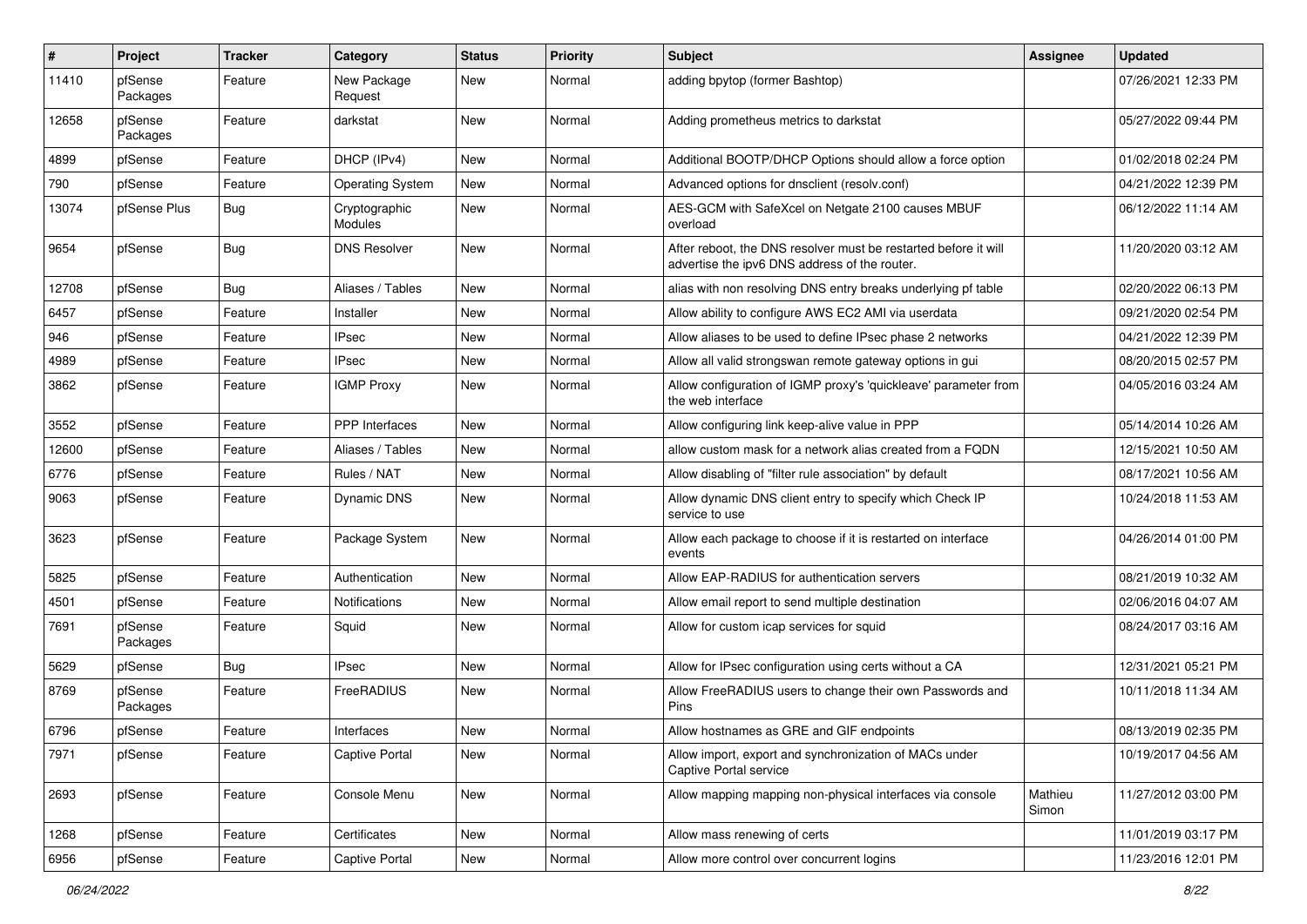| # | Project | Tracker | Category | Status | Priority | Subject | Assignee | Updated |
|---|---|---|---|---|---|---|---|---|
| 11410 | pfSense Packages | Feature | New Package Request | New | Normal | adding bpytop (former Bashtop) | | 07/26/2021 12:33 PM |
| 12658 | pfSense Packages | Feature | darkstat | New | Normal | Adding prometheus metrics to darkstat | | 05/27/2022 09:44 PM |
| 4899 | pfSense | Feature | DHCP (IPv4) | New | Normal | Additional BOOTP/DHCP Options should allow a force option | | 01/02/2018 02:24 PM |
| 790 | pfSense | Feature | Operating System | New | Normal | Advanced options for dnsclient (resolv.conf) | | 04/21/2022 12:39 PM |
| 13074 | pfSense Plus | Bug | Cryptographic Modules | New | Normal | AES-GCM with SafeXcel on Netgate 2100 causes MBUF overload | | 06/12/2022 11:14 AM |
| 9654 | pfSense | Bug | DNS Resolver | New | Normal | After reboot, the DNS resolver must be restarted before it will advertise the ipv6 DNS address of the router. | | 11/20/2020 03:12 AM |
| 12708 | pfSense | Bug | Aliases / Tables | New | Normal | alias with non resolving DNS entry breaks underlying pf table | | 02/20/2022 06:13 PM |
| 6457 | pfSense | Feature | Installer | New | Normal | Allow ability to configure AWS EC2 AMI via userdata | | 09/21/2020 02:54 PM |
| 946 | pfSense | Feature | IPsec | New | Normal | Allow aliases to be used to define IPsec phase 2 networks | | 04/21/2022 12:39 PM |
| 4989 | pfSense | Feature | IPsec | New | Normal | Allow all valid strongswan remote gateway options in gui | | 08/20/2015 02:57 PM |
| 3862 | pfSense | Feature | IGMP Proxy | New | Normal | Allow configuration of IGMP proxy's 'quickleave' parameter from the web interface | | 04/05/2016 03:24 AM |
| 3552 | pfSense | Feature | PPP Interfaces | New | Normal | Allow configuring link keep-alive value in PPP | | 05/14/2014 10:26 AM |
| 12600 | pfSense | Feature | Aliases / Tables | New | Normal | allow custom mask for a network alias created from a FQDN | | 12/15/2021 10:50 AM |
| 6776 | pfSense | Feature | Rules / NAT | New | Normal | Allow disabling of "filter rule association" by default | | 08/17/2021 10:56 AM |
| 9063 | pfSense | Feature | Dynamic DNS | New | Normal | Allow dynamic DNS client entry to specify which Check IP service to use | | 10/24/2018 11:53 AM |
| 3623 | pfSense | Feature | Package System | New | Normal | Allow each package to choose if it is restarted on interface events | | 04/26/2014 01:00 PM |
| 5825 | pfSense | Feature | Authentication | New | Normal | Allow EAP-RADIUS for authentication servers | | 08/21/2019 10:32 AM |
| 4501 | pfSense | Feature | Notifications | New | Normal | Allow email report to send multiple destination | | 02/06/2016 04:07 AM |
| 7691 | pfSense Packages | Feature | Squid | New | Normal | Allow for custom icap services for squid | | 08/24/2017 03:16 AM |
| 5629 | pfSense | Bug | IPsec | New | Normal | Allow for IPsec configuration using certs without a CA | | 12/31/2021 05:21 PM |
| 8769 | pfSense Packages | Feature | FreeRADIUS | New | Normal | Allow FreeRADIUS users to change their own Passwords and Pins | | 10/11/2018 11:34 AM |
| 6796 | pfSense | Feature | Interfaces | New | Normal | Allow hostnames as GRE and GIF endpoints | | 08/13/2019 02:35 PM |
| 7971 | pfSense | Feature | Captive Portal | New | Normal | Allow import, export and synchronization of MACs under Captive Portal service | | 10/19/2017 04:56 AM |
| 2693 | pfSense | Feature | Console Menu | New | Normal | Allow mapping mapping non-physical interfaces via console | Mathieu Simon | 11/27/2012 03:00 PM |
| 1268 | pfSense | Feature | Certificates | New | Normal | Allow mass renewing of certs | | 11/01/2019 03:17 PM |
| 6956 | pfSense | Feature | Captive Portal | New | Normal | Allow more control over concurrent logins | | 11/23/2016 12:01 PM |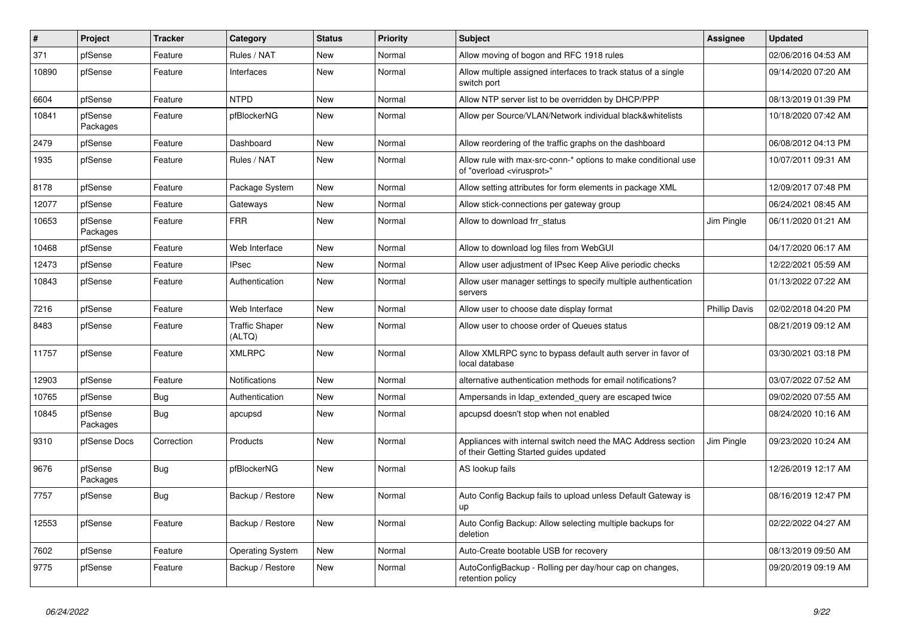| # | Project | Tracker | Category | Status | Priority | Subject | Assignee | Updated |
|---|---|---|---|---|---|---|---|---|
| 371 | pfSense | Feature | Rules / NAT | New | Normal | Allow moving of bogon and RFC 1918 rules | | 02/06/2016 04:53 AM |
| 10890 | pfSense | Feature | Interfaces | New | Normal | Allow multiple assigned interfaces to track status of a single switch port | | 09/14/2020 07:20 AM |
| 6604 | pfSense | Feature | NTPD | New | Normal | Allow NTP server list to be overridden by DHCP/PPP | | 08/13/2019 01:39 PM |
| 10841 | pfSense Packages | Feature | pfBlockerNG | New | Normal | Allow per Source/VLAN/Network individual black&whitelists | | 10/18/2020 07:42 AM |
| 2479 | pfSense | Feature | Dashboard | New | Normal | Allow reordering of the traffic graphs on the dashboard | | 06/08/2012 04:13 PM |
| 1935 | pfSense | Feature | Rules / NAT | New | Normal | Allow rule with max-src-conn-* options to make conditional use of "overload <virusprot>" | | 10/07/2011 09:31 AM |
| 8178 | pfSense | Feature | Package System | New | Normal | Allow setting attributes for form elements in package XML | | 12/09/2017 07:48 PM |
| 12077 | pfSense | Feature | Gateways | New | Normal | Allow stick-connections per gateway group | | 06/24/2021 08:45 AM |
| 10653 | pfSense Packages | Feature | FRR | New | Normal | Allow to download frr_status | Jim Pingle | 06/11/2020 01:21 AM |
| 10468 | pfSense | Feature | Web Interface | New | Normal | Allow to download log files from WebGUI | | 04/17/2020 06:17 AM |
| 12473 | pfSense | Feature | IPsec | New | Normal | Allow user adjustment of IPsec Keep Alive periodic checks | | 12/22/2021 05:59 AM |
| 10843 | pfSense | Feature | Authentication | New | Normal | Allow user manager settings to specify multiple authentication servers | | 01/13/2022 07:22 AM |
| 7216 | pfSense | Feature | Web Interface | New | Normal | Allow user to choose date display format | Phillip Davis | 02/02/2018 04:20 PM |
| 8483 | pfSense | Feature | Traffic Shaper (ALTQ) | New | Normal | Allow user to choose order of Queues status | | 08/21/2019 09:12 AM |
| 11757 | pfSense | Feature | XMLRPC | New | Normal | Allow XMLRPC sync to bypass default auth server in favor of local database | | 03/30/2021 03:18 PM |
| 12903 | pfSense | Feature | Notifications | New | Normal | alternative authentication methods for email notifications? | | 03/07/2022 07:52 AM |
| 10765 | pfSense | Bug | Authentication | New | Normal | Ampersands in ldap_extended_query are escaped twice | | 09/02/2020 07:55 AM |
| 10845 | pfSense Packages | Bug | apcupsd | New | Normal | apcupsd doesn't stop when not enabled | | 08/24/2020 10:16 AM |
| 9310 | pfSense Docs | Correction | Products | New | Normal | Appliances with internal switch need the MAC Address section of their Getting Started guides updated | Jim Pingle | 09/23/2020 10:24 AM |
| 9676 | pfSense Packages | Bug | pfBlockerNG | New | Normal | AS lookup fails | | 12/26/2019 12:17 AM |
| 7757 | pfSense | Bug | Backup / Restore | New | Normal | Auto Config Backup fails to upload unless Default Gateway is up | | 08/16/2019 12:47 PM |
| 12553 | pfSense | Feature | Backup / Restore | New | Normal | Auto Config Backup: Allow selecting multiple backups for deletion | | 02/22/2022 04:27 AM |
| 7602 | pfSense | Feature | Operating System | New | Normal | Auto-Create bootable USB for recovery | | 08/13/2019 09:50 AM |
| 9775 | pfSense | Feature | Backup / Restore | New | Normal | AutoConfigBackup - Rolling per day/hour cap on changes, retention policy | | 09/20/2019 09:19 AM |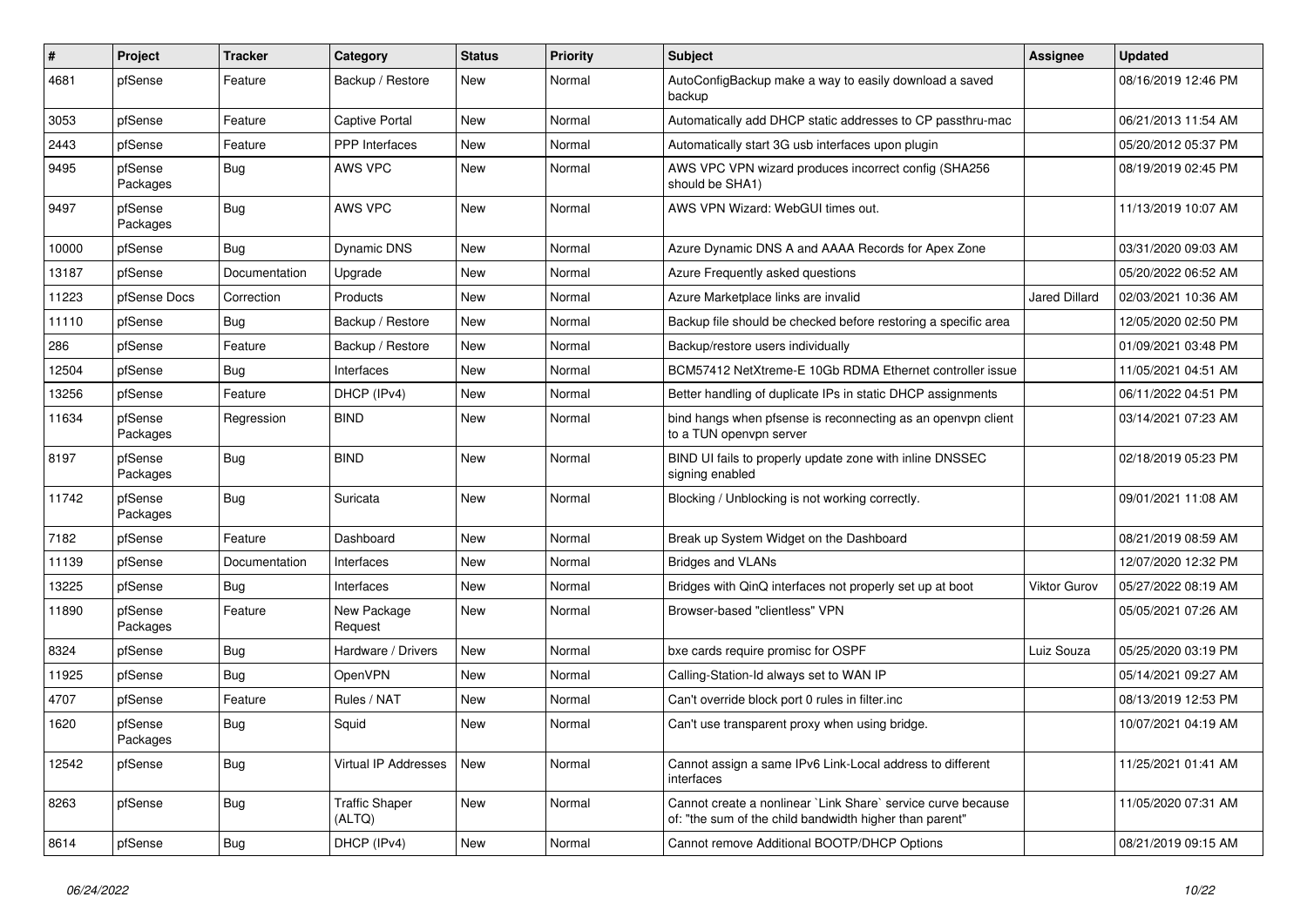| # | Project | Tracker | Category | Status | Priority | Subject | Assignee | Updated |
|---|---|---|---|---|---|---|---|---|
| 4681 | pfSense | Feature | Backup / Restore | New | Normal | AutoConfigBackup make a way to easily download a saved backup | | 08/16/2019 12:46 PM |
| 3053 | pfSense | Feature | Captive Portal | New | Normal | Automatically add DHCP static addresses to CP passthru-mac | | 06/21/2013 11:54 AM |
| 2443 | pfSense | Feature | PPP Interfaces | New | Normal | Automatically start 3G usb interfaces upon plugin | | 05/20/2012 05:37 PM |
| 9495 | pfSense Packages | Bug | AWS VPC | New | Normal | AWS VPC VPN wizard produces incorrect config (SHA256 should be SHA1) | | 08/19/2019 02:45 PM |
| 9497 | pfSense Packages | Bug | AWS VPC | New | Normal | AWS VPN Wizard: WebGUI times out. | | 11/13/2019 10:07 AM |
| 10000 | pfSense | Bug | Dynamic DNS | New | Normal | Azure Dynamic DNS A and AAAA Records for Apex Zone | | 03/31/2020 09:03 AM |
| 13187 | pfSense | Documentation | Upgrade | New | Normal | Azure Frequently asked questions | | 05/20/2022 06:52 AM |
| 11223 | pfSense Docs | Correction | Products | New | Normal | Azure Marketplace links are invalid | Jared Dillard | 02/03/2021 10:36 AM |
| 11110 | pfSense | Bug | Backup / Restore | New | Normal | Backup file should be checked before restoring a specific area | | 12/05/2020 02:50 PM |
| 286 | pfSense | Feature | Backup / Restore | New | Normal | Backup/restore users individually | | 01/09/2021 03:48 PM |
| 12504 | pfSense | Bug | Interfaces | New | Normal | BCM57412 NetXtreme-E 10Gb RDMA Ethernet controller issue | | 11/05/2021 04:51 AM |
| 13256 | pfSense | Feature | DHCP (IPv4) | New | Normal | Better handling of duplicate IPs in static DHCP assignments | | 06/11/2022 04:51 PM |
| 11634 | pfSense Packages | Regression | BIND | New | Normal | bind hangs when pfsense is reconnecting as an openvpn client to a TUN openvpn server | | 03/14/2021 07:23 AM |
| 8197 | pfSense Packages | Bug | BIND | New | Normal | BIND UI fails to properly update zone with inline DNSSEC signing enabled | | 02/18/2019 05:23 PM |
| 11742 | pfSense Packages | Bug | Suricata | New | Normal | Blocking / Unblocking is not working correctly. | | 09/01/2021 11:08 AM |
| 7182 | pfSense | Feature | Dashboard | New | Normal | Break up System Widget on the Dashboard | | 08/21/2019 08:59 AM |
| 11139 | pfSense | Documentation | Interfaces | New | Normal | Bridges and VLANs | | 12/07/2020 12:32 PM |
| 13225 | pfSense | Bug | Interfaces | New | Normal | Bridges with QinQ interfaces not properly set up at boot | Viktor Gurov | 05/27/2022 08:19 AM |
| 11890 | pfSense Packages | Feature | New Package Request | New | Normal | Browser-based "clientless" VPN | | 05/05/2021 07:26 AM |
| 8324 | pfSense | Bug | Hardware / Drivers | New | Normal | bxe cards require promisc for OSPF | Luiz Souza | 05/25/2020 03:19 PM |
| 11925 | pfSense | Bug | OpenVPN | New | Normal | Calling-Station-Id always set to WAN IP | | 05/14/2021 09:27 AM |
| 4707 | pfSense | Feature | Rules / NAT | New | Normal | Can't override block port 0 rules in filter.inc | | 08/13/2019 12:53 PM |
| 1620 | pfSense Packages | Bug | Squid | New | Normal | Can't use transparent proxy when using bridge. | | 10/07/2021 04:19 AM |
| 12542 | pfSense | Bug | Virtual IP Addresses | New | Normal | Cannot assign a same IPv6 Link-Local address to different interfaces | | 11/25/2021 01:41 AM |
| 8263 | pfSense | Bug | Traffic Shaper (ALTQ) | New | Normal | Cannot create a nonlinear `Link Share` service curve because of: "the sum of the child bandwidth higher than parent" | | 11/05/2020 07:31 AM |
| 8614 | pfSense | Bug | DHCP (IPv4) | New | Normal | Cannot remove Additional BOOTP/DHCP Options | | 08/21/2019 09:15 AM |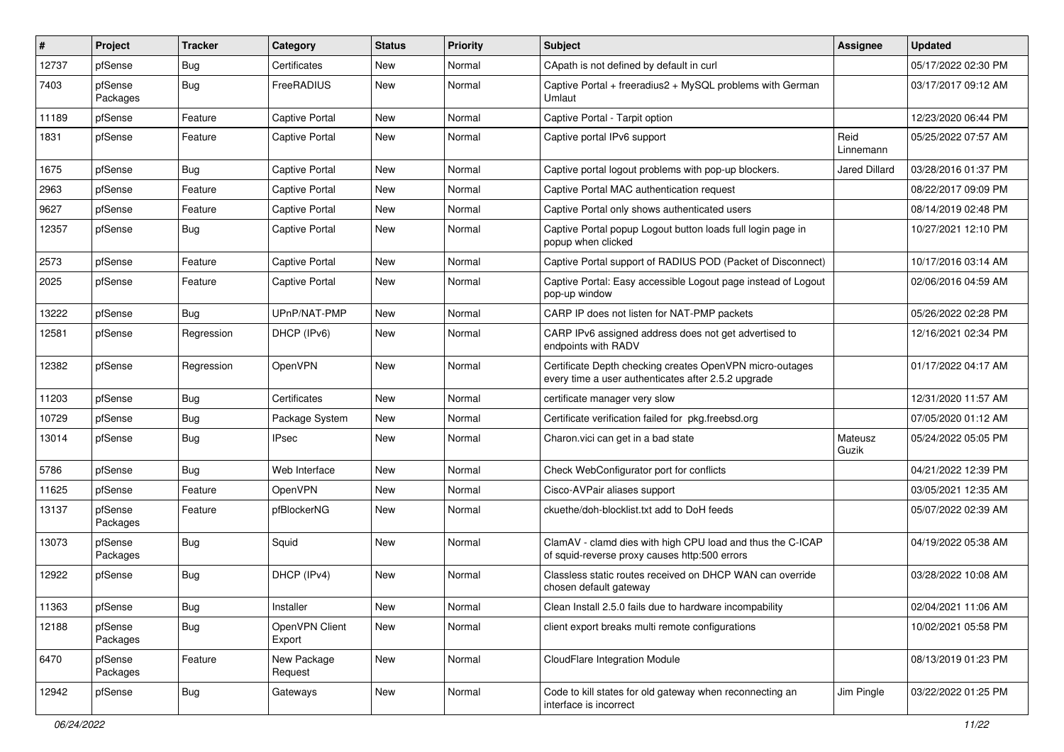| # | Project | Tracker | Category | Status | Priority | Subject | Assignee | Updated |
|---|---|---|---|---|---|---|---|---|
| 12737 | pfSense | Bug | Certificates | New | Normal | CApath is not defined by default in curl | | 05/17/2022 02:30 PM |
| 7403 | pfSense Packages | Bug | FreeRADIUS | New | Normal | Captive Portal + freeradius2 + MySQL problems with German Umlaut | | 03/17/2017 09:12 AM |
| 11189 | pfSense | Feature | Captive Portal | New | Normal | Captive Portal - Tarpit option | | 12/23/2020 06:44 PM |
| 1831 | pfSense | Feature | Captive Portal | New | Normal | Captive portal IPv6 support | Reid Linnemann | 05/25/2022 07:57 AM |
| 1675 | pfSense | Bug | Captive Portal | New | Normal | Captive portal logout problems with pop-up blockers. | Jared Dillard | 03/28/2016 01:37 PM |
| 2963 | pfSense | Feature | Captive Portal | New | Normal | Captive Portal MAC authentication request | | 08/22/2017 09:09 PM |
| 9627 | pfSense | Feature | Captive Portal | New | Normal | Captive Portal only shows authenticated users | | 08/14/2019 02:48 PM |
| 12357 | pfSense | Bug | Captive Portal | New | Normal | Captive Portal popup Logout button loads full login page in popup when clicked | | 10/27/2021 12:10 PM |
| 2573 | pfSense | Feature | Captive Portal | New | Normal | Captive Portal support of RADIUS POD (Packet of Disconnect) | | 10/17/2016 03:14 AM |
| 2025 | pfSense | Feature | Captive Portal | New | Normal | Captive Portal: Easy accessible Logout page instead of Logout pop-up window | | 02/06/2016 04:59 AM |
| 13222 | pfSense | Bug | UPnP/NAT-PMP | New | Normal | CARP IP does not listen for NAT-PMP packets | | 05/26/2022 02:28 PM |
| 12581 | pfSense | Regression | DHCP (IPv6) | New | Normal | CARP IPv6 assigned address does not get advertised to endpoints with RADV | | 12/16/2021 02:34 PM |
| 12382 | pfSense | Regression | OpenVPN | New | Normal | Certificate Depth checking creates OpenVPN micro-outages every time a user authenticates after 2.5.2 upgrade | | 01/17/2022 04:17 AM |
| 11203 | pfSense | Bug | Certificates | New | Normal | certificate manager very slow | | 12/31/2020 11:57 AM |
| 10729 | pfSense | Bug | Package System | New | Normal | Certificate verification failed for pkg.freebsd.org | | 07/05/2020 01:12 AM |
| 13014 | pfSense | Bug | IPsec | New | Normal | Charon.vici can get in a bad state | Mateusz Guzik | 05/24/2022 05:05 PM |
| 5786 | pfSense | Bug | Web Interface | New | Normal | Check WebConfigurator port for conflicts | | 04/21/2022 12:39 PM |
| 11625 | pfSense | Feature | OpenVPN | New | Normal | Cisco-AVPair aliases support | | 03/05/2021 12:35 AM |
| 13137 | pfSense Packages | Feature | pfBlockerNG | New | Normal | ckuethe/doh-blocklist.txt add to DoH feeds | | 05/07/2022 02:39 AM |
| 13073 | pfSense Packages | Bug | Squid | New | Normal | ClamAV - clamd dies with high CPU load and thus the C-ICAP of squid-reverse proxy causes http:500 errors | | 04/19/2022 05:38 AM |
| 12922 | pfSense | Bug | DHCP (IPv4) | New | Normal | Classless static routes received on DHCP WAN can override chosen default gateway | | 03/28/2022 10:08 AM |
| 11363 | pfSense | Bug | Installer | New | Normal | Clean Install 2.5.0 fails due to hardware incompability | | 02/04/2021 11:06 AM |
| 12188 | pfSense Packages | Bug | OpenVPN Client Export | New | Normal | client export breaks multi remote configurations | | 10/02/2021 05:58 PM |
| 6470 | pfSense Packages | Feature | New Package Request | New | Normal | CloudFlare Integration Module | | 08/13/2019 01:23 PM |
| 12942 | pfSense | Bug | Gateways | New | Normal | Code to kill states for old gateway when reconnecting an interface is incorrect | Jim Pingle | 03/22/2022 01:25 PM |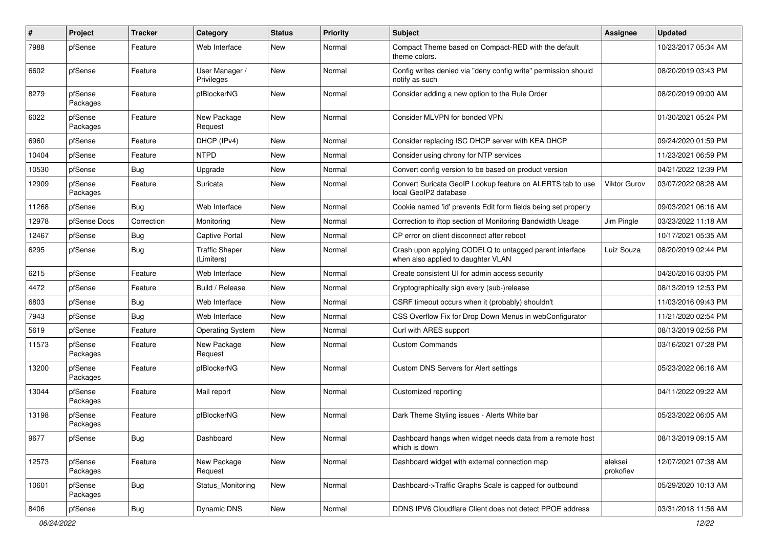| # | Project | Tracker | Category | Status | Priority | Subject | Assignee | Updated |
|---|---|---|---|---|---|---|---|---|
| 7988 | pfSense | Feature | Web Interface | New | Normal | Compact Theme based on Compact-RED with the default theme colors. | | 10/23/2017 05:34 AM |
| 6602 | pfSense | Feature | User Manager / Privileges | New | Normal | Config writes denied via "deny config write" permission should notify as such | | 08/20/2019 03:43 PM |
| 8279 | pfSense Packages | Feature | pfBlockerNG | New | Normal | Consider adding a new option to the Rule Order | | 08/20/2019 09:00 AM |
| 6022 | pfSense Packages | Feature | New Package Request | New | Normal | Consider MLVPN for bonded VPN | | 01/30/2021 05:24 PM |
| 6960 | pfSense | Feature | DHCP (IPv4) | New | Normal | Consider replacing ISC DHCP server with KEA DHCP | | 09/24/2020 01:59 PM |
| 10404 | pfSense | Feature | NTPD | New | Normal | Consider using chrony for NTP services | | 11/23/2021 06:59 PM |
| 10530 | pfSense | Bug | Upgrade | New | Normal | Convert config version to be based on product version | | 04/21/2022 12:39 PM |
| 12909 | pfSense Packages | Feature | Suricata | New | Normal | Convert Suricata GeoIP Lookup feature on ALERTS tab to use local GeoIP2 database | Viktor Gurov | 03/07/2022 08:28 AM |
| 11268 | pfSense | Bug | Web Interface | New | Normal | Cookie named 'id' prevents Edit form fields being set properly | | 09/03/2021 06:16 AM |
| 12978 | pfSense Docs | Correction | Monitoring | New | Normal | Correction to iftop section of Monitoring Bandwidth Usage | Jim Pingle | 03/23/2022 11:18 AM |
| 12467 | pfSense | Bug | Captive Portal | New | Normal | CP error on client disconnect after reboot | | 10/17/2021 05:35 AM |
| 6295 | pfSense | Bug | Traffic Shaper (Limiters) | New | Normal | Crash upon applying CODELQ to untagged parent interface when also applied to daughter VLAN | Luiz Souza | 08/20/2019 02:44 PM |
| 6215 | pfSense | Feature | Web Interface | New | Normal | Create consistent UI for admin access security | | 04/20/2016 03:05 PM |
| 4472 | pfSense | Feature | Build / Release | New | Normal | Cryptographically sign every (sub-)release | | 08/13/2019 12:53 PM |
| 6803 | pfSense | Bug | Web Interface | New | Normal | CSRF timeout occurs when it (probably) shouldn't | | 11/03/2016 09:43 PM |
| 7943 | pfSense | Bug | Web Interface | New | Normal | CSS Overflow Fix for Drop Down Menus in webConfigurator | | 11/21/2020 02:54 PM |
| 5619 | pfSense | Feature | Operating System | New | Normal | Curl with ARES support | | 08/13/2019 02:56 PM |
| 11573 | pfSense Packages | Feature | New Package Request | New | Normal | Custom Commands | | 03/16/2021 07:28 PM |
| 13200 | pfSense Packages | Feature | pfBlockerNG | New | Normal | Custom DNS Servers for Alert settings | | 05/23/2022 06:16 AM |
| 13044 | pfSense Packages | Feature | Mail report | New | Normal | Customized reporting | | 04/11/2022 09:22 AM |
| 13198 | pfSense Packages | Feature | pfBlockerNG | New | Normal | Dark Theme Styling issues - Alerts White bar | | 05/23/2022 06:05 AM |
| 9677 | pfSense | Bug | Dashboard | New | Normal | Dashboard hangs when widget needs data from a remote host which is down | | 08/13/2019 09:15 AM |
| 12573 | pfSense Packages | Feature | New Package Request | New | Normal | Dashboard widget with external connection map | aleksei prokofiev | 12/07/2021 07:38 AM |
| 10601 | pfSense Packages | Bug | Status_Monitoring | New | Normal | Dashboard->Traffic Graphs Scale is capped for outbound | | 05/29/2020 10:13 AM |
| 8406 | pfSense | Bug | Dynamic DNS | New | Normal | DDNS IPV6 Cloudflare Client does not detect PPOE address | | 03/31/2018 11:56 AM |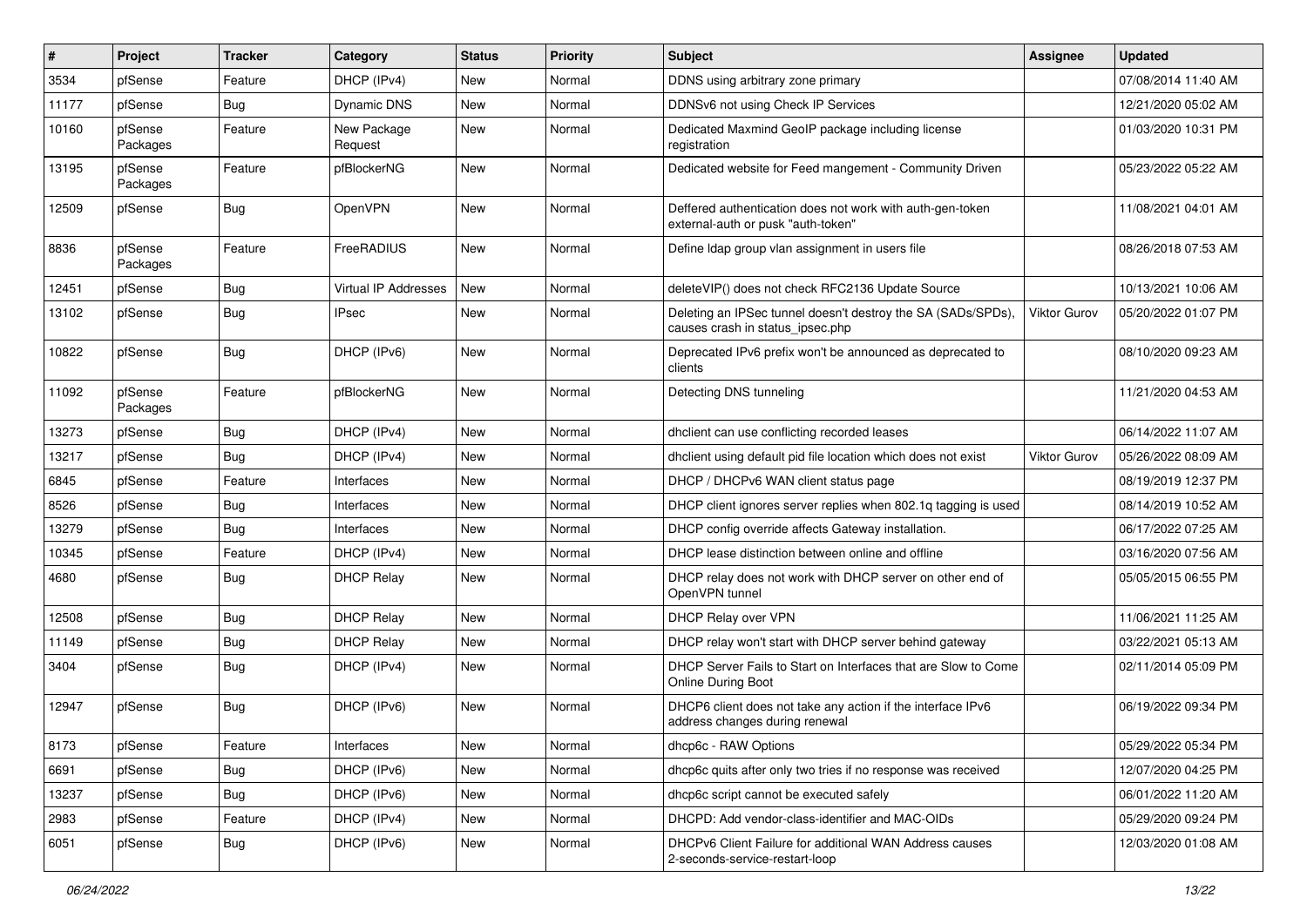| # | Project | Tracker | Category | Status | Priority | Subject | Assignee | Updated |
|---|---|---|---|---|---|---|---|---|
| 3534 | pfSense | Feature | DHCP (IPv4) | New | Normal | DDNS using arbitrary zone primary | | 07/08/2014 11:40 AM |
| 11177 | pfSense | Bug | Dynamic DNS | New | Normal | DDNSv6 not using Check IP Services | | 12/21/2020 05:02 AM |
| 10160 | pfSense Packages | Feature | New Package Request | New | Normal | Dedicated Maxmind GeoIP package including license registration | | 01/03/2020 10:31 PM |
| 13195 | pfSense Packages | Feature | pfBlockerNG | New | Normal | Dedicated website for Feed mangement - Community Driven | | 05/23/2022 05:22 AM |
| 12509 | pfSense | Bug | OpenVPN | New | Normal | Deffered authentication does not work with auth-gen-token external-auth or pusk "auth-token" | | 11/08/2021 04:01 AM |
| 8836 | pfSense Packages | Feature | FreeRADIUS | New | Normal | Define ldap group vlan assignment in users file | | 08/26/2018 07:53 AM |
| 12451 | pfSense | Bug | Virtual IP Addresses | New | Normal | deleteVIP() does not check RFC2136 Update Source | | 10/13/2021 10:06 AM |
| 13102 | pfSense | Bug | IPsec | New | Normal | Deleting an IPSec tunnel doesn't destroy the SA (SADs/SPDs), causes crash in status_ipsec.php | Viktor Gurov | 05/20/2022 01:07 PM |
| 10822 | pfSense | Bug | DHCP (IPv6) | New | Normal | Deprecated IPv6 prefix won't be announced as deprecated to clients | | 08/10/2020 09:23 AM |
| 11092 | pfSense Packages | Feature | pfBlockerNG | New | Normal | Detecting DNS tunneling | | 11/21/2020 04:53 AM |
| 13273 | pfSense | Bug | DHCP (IPv4) | New | Normal | dhclient can use conflicting recorded leases | | 06/14/2022 11:07 AM |
| 13217 | pfSense | Bug | DHCP (IPv4) | New | Normal | dhclient using default pid file location which does not exist | Viktor Gurov | 05/26/2022 08:09 AM |
| 6845 | pfSense | Feature | Interfaces | New | Normal | DHCP / DHCPv6 WAN client status page | | 08/19/2019 12:37 PM |
| 8526 | pfSense | Bug | Interfaces | New | Normal | DHCP client ignores server replies when 802.1q tagging is used | | 08/14/2019 10:52 AM |
| 13279 | pfSense | Bug | Interfaces | New | Normal | DHCP config override affects Gateway installation. | | 06/17/2022 07:25 AM |
| 10345 | pfSense | Feature | DHCP (IPv4) | New | Normal | DHCP lease distinction between online and offline | | 03/16/2020 07:56 AM |
| 4680 | pfSense | Bug | DHCP Relay | New | Normal | DHCP relay does not work with DHCP server on other end of OpenVPN tunnel | | 05/05/2015 06:55 PM |
| 12508 | pfSense | Bug | DHCP Relay | New | Normal | DHCP Relay over VPN | | 11/06/2021 11:25 AM |
| 11149 | pfSense | Bug | DHCP Relay | New | Normal | DHCP relay won't start with DHCP server behind gateway | | 03/22/2021 05:13 AM |
| 3404 | pfSense | Bug | DHCP (IPv4) | New | Normal | DHCP Server Fails to Start on Interfaces that are Slow to Come Online During Boot | | 02/11/2014 05:09 PM |
| 12947 | pfSense | Bug | DHCP (IPv6) | New | Normal | DHCP6 client does not take any action if the interface IPv6 address changes during renewal | | 06/19/2022 09:34 PM |
| 8173 | pfSense | Feature | Interfaces | New | Normal | dhcp6c - RAW Options | | 05/29/2022 05:34 PM |
| 6691 | pfSense | Bug | DHCP (IPv6) | New | Normal | dhcp6c quits after only two tries if no response was received | | 12/07/2020 04:25 PM |
| 13237 | pfSense | Bug | DHCP (IPv6) | New | Normal | dhcp6c script cannot be executed safely | | 06/01/2022 11:20 AM |
| 2983 | pfSense | Feature | DHCP (IPv4) | New | Normal | DHCPD: Add vendor-class-identifier and MAC-OIDs | | 05/29/2020 09:24 PM |
| 6051 | pfSense | Bug | DHCP (IPv6) | New | Normal | DHCPv6 Client Failure for additional WAN Address causes 2-seconds-service-restart-loop | | 12/03/2020 01:08 AM |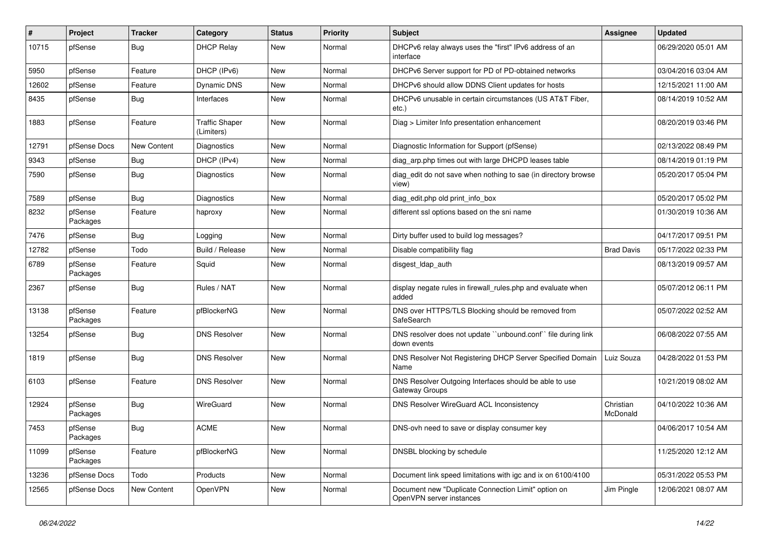| # | Project | Tracker | Category | Status | Priority | Subject | Assignee | Updated |
|---|---|---|---|---|---|---|---|---|
| 10715 | pfSense | Bug | DHCP Relay | New | Normal | DHCPv6 relay always uses the "first" IPv6 address of an interface | | 06/29/2020 05:01 AM |
| 5950 | pfSense | Feature | DHCP (IPv6) | New | Normal | DHCPv6 Server support for PD of PD-obtained networks | | 03/04/2016 03:04 AM |
| 12602 | pfSense | Feature | Dynamic DNS | New | Normal | DHCPv6 should allow DDNS Client updates for hosts | | 12/15/2021 11:00 AM |
| 8435 | pfSense | Bug | Interfaces | New | Normal | DHCPv6 unusable in certain circumstances (US AT&T Fiber, etc.) | | 08/14/2019 10:52 AM |
| 1883 | pfSense | Feature | Traffic Shaper (Limiters) | New | Normal | Diag > Limiter Info presentation enhancement | | 08/20/2019 03:46 PM |
| 12791 | pfSense Docs | New Content | Diagnostics | New | Normal | Diagnostic Information for Support (pfSense) | | 02/13/2022 08:49 PM |
| 9343 | pfSense | Bug | DHCP (IPv4) | New | Normal | diag_arp.php times out with large DHCPD leases table | | 08/14/2019 01:19 PM |
| 7590 | pfSense | Bug | Diagnostics | New | Normal | diag_edit do not save when nothing to sae (in directory browse view) | | 05/20/2017 05:04 PM |
| 7589 | pfSense | Bug | Diagnostics | New | Normal | diag_edit.php old print_info_box | | 05/20/2017 05:02 PM |
| 8232 | pfSense Packages | Feature | haproxy | New | Normal | different ssl options based on the sni name | | 01/30/2019 10:36 AM |
| 7476 | pfSense | Bug | Logging | New | Normal | Dirty buffer used to build log messages? | | 04/17/2017 09:51 PM |
| 12782 | pfSense | Todo | Build / Release | New | Normal | Disable compatibility flag | Brad Davis | 05/17/2022 02:33 PM |
| 6789 | pfSense Packages | Feature | Squid | New | Normal | disgest_ldap_auth | | 08/13/2019 09:57 AM |
| 2367 | pfSense | Bug | Rules / NAT | New | Normal | display negate rules in firewall_rules.php and evaluate when added | | 05/07/2012 06:11 PM |
| 13138 | pfSense Packages | Feature | pfBlockerNG | New | Normal | DNS over HTTPS/TLS Blocking should be removed from SafeSearch | | 05/07/2022 02:52 AM |
| 13254 | pfSense | Bug | DNS Resolver | New | Normal | DNS resolver does not update ``unbound.conf`` file during link down events | | 06/08/2022 07:55 AM |
| 1819 | pfSense | Bug | DNS Resolver | New | Normal | DNS Resolver Not Registering DHCP Server Specified Domain Name | Luiz Souza | 04/28/2022 01:53 PM |
| 6103 | pfSense | Feature | DNS Resolver | New | Normal | DNS Resolver Outgoing Interfaces should be able to use Gateway Groups | | 10/21/2019 08:02 AM |
| 12924 | pfSense Packages | Bug | WireGuard | New | Normal | DNS Resolver WireGuard ACL Inconsistency | Christian McDonald | 04/10/2022 10:36 AM |
| 7453 | pfSense Packages | Bug | ACME | New | Normal | DNS-ovh need to save or display consumer key | | 04/06/2017 10:54 AM |
| 11099 | pfSense Packages | Feature | pfBlockerNG | New | Normal | DNSBL blocking by schedule | | 11/25/2020 12:12 AM |
| 13236 | pfSense Docs | Todo | Products | New | Normal | Document link speed limitations with igc and ix on 6100/4100 | | 05/31/2022 05:53 PM |
| 12565 | pfSense Docs | New Content | OpenVPN | New | Normal | Document new "Duplicate Connection Limit" option on OpenVPN server instances | Jim Pingle | 12/06/2021 08:07 AM |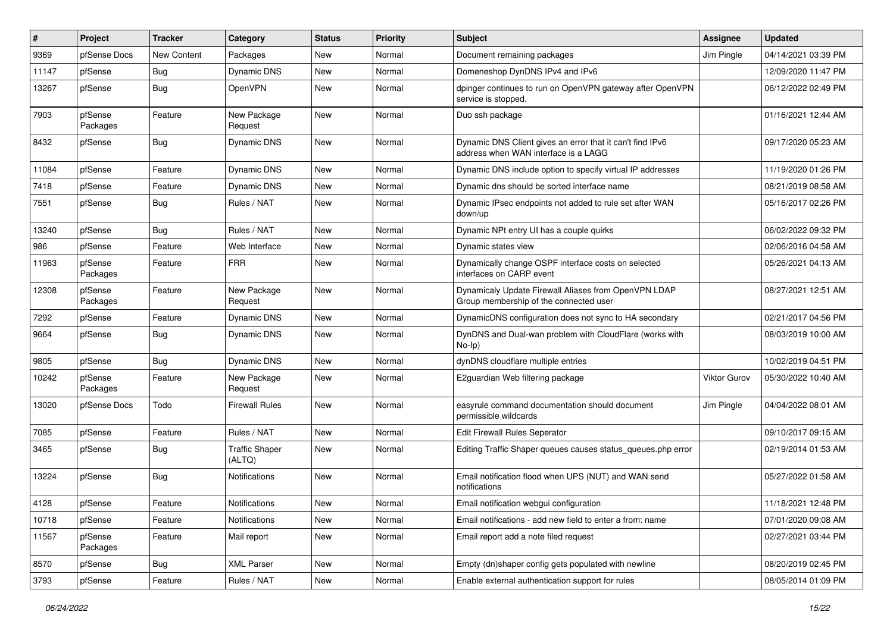| # | Project | Tracker | Category | Status | Priority | Subject | Assignee | Updated |
|---|---|---|---|---|---|---|---|---|
| 9369 | pfSense Docs | New Content | Packages | New | Normal | Document remaining packages | Jim Pingle | 04/14/2021 03:39 PM |
| 11147 | pfSense | Bug | Dynamic DNS | New | Normal | Domeneshop DynDNS IPv4 and IPv6 | | 12/09/2020 11:47 PM |
| 13267 | pfSense | Bug | OpenVPN | New | Normal | dpinger continues to run on OpenVPN gateway after OpenVPN service is stopped. | | 06/12/2022 02:49 PM |
| 7903 | pfSense Packages | Feature | New Package Request | New | Normal | Duo ssh package | | 01/16/2021 12:44 AM |
| 8432 | pfSense | Bug | Dynamic DNS | New | Normal | Dynamic DNS Client gives an error that it can't find IPv6 address when WAN interface is a LAGG | | 09/17/2020 05:23 AM |
| 11084 | pfSense | Feature | Dynamic DNS | New | Normal | Dynamic DNS include option to specify virtual IP addresses | | 11/19/2020 01:26 PM |
| 7418 | pfSense | Feature | Dynamic DNS | New | Normal | Dynamic dns should be sorted interface name | | 08/21/2019 08:58 AM |
| 7551 | pfSense | Bug | Rules / NAT | New | Normal | Dynamic IPsec endpoints not added to rule set after WAN down/up | | 05/16/2017 02:26 PM |
| 13240 | pfSense | Bug | Rules / NAT | New | Normal | Dynamic NPt entry UI has a couple quirks | | 06/02/2022 09:32 PM |
| 986 | pfSense | Feature | Web Interface | New | Normal | Dynamic states view | | 02/06/2016 04:58 AM |
| 11963 | pfSense Packages | Feature | FRR | New | Normal | Dynamically change OSPF interface costs on selected interfaces on CARP event | | 05/26/2021 04:13 AM |
| 12308 | pfSense Packages | Feature | New Package Request | New | Normal | Dynamicaly Update Firewall Aliases from OpenVPN LDAP Group membership of the connected user | | 08/27/2021 12:51 AM |
| 7292 | pfSense | Feature | Dynamic DNS | New | Normal | DynamicDNS configuration does not sync to HA secondary | | 02/21/2017 04:56 PM |
| 9664 | pfSense | Bug | Dynamic DNS | New | Normal | DynDNS and Dual-wan problem with CloudFlare (works with No-Ip) | | 08/03/2019 10:00 AM |
| 9805 | pfSense | Bug | Dynamic DNS | New | Normal | dynDNS cloudflare multiple entries | | 10/02/2019 04:51 PM |
| 10242 | pfSense Packages | Feature | New Package Request | New | Normal | E2guardian Web filtering package | Viktor Gurov | 05/30/2022 10:40 AM |
| 13020 | pfSense Docs | Todo | Firewall Rules | New | Normal | easyrule command documentation should document permissible wildcards | Jim Pingle | 04/04/2022 08:01 AM |
| 7085 | pfSense | Feature | Rules / NAT | New | Normal | Edit Firewall Rules Seperator | | 09/10/2017 09:15 AM |
| 3465 | pfSense | Bug | Traffic Shaper (ALTQ) | New | Normal | Editing Traffic Shaper queues causes status_queues.php error | | 02/19/2014 01:53 AM |
| 13224 | pfSense | Bug | Notifications | New | Normal | Email notification flood when UPS (NUT) and WAN send notifications | | 05/27/2022 01:58 AM |
| 4128 | pfSense | Feature | Notifications | New | Normal | Email notification webgui configuration | | 11/18/2021 12:48 PM |
| 10718 | pfSense | Feature | Notifications | New | Normal | Email notifications - add new field to enter a from: name | | 07/01/2020 09:08 AM |
| 11567 | pfSense Packages | Feature | Mail report | New | Normal | Email report add a note filed request | | 02/27/2021 03:44 PM |
| 8570 | pfSense | Bug | XML Parser | New | Normal | Empty (dn)shaper config gets populated with newline | | 08/20/2019 02:45 PM |
| 3793 | pfSense | Feature | Rules / NAT | New | Normal | Enable external authentication support for rules | | 08/05/2014 01:09 PM |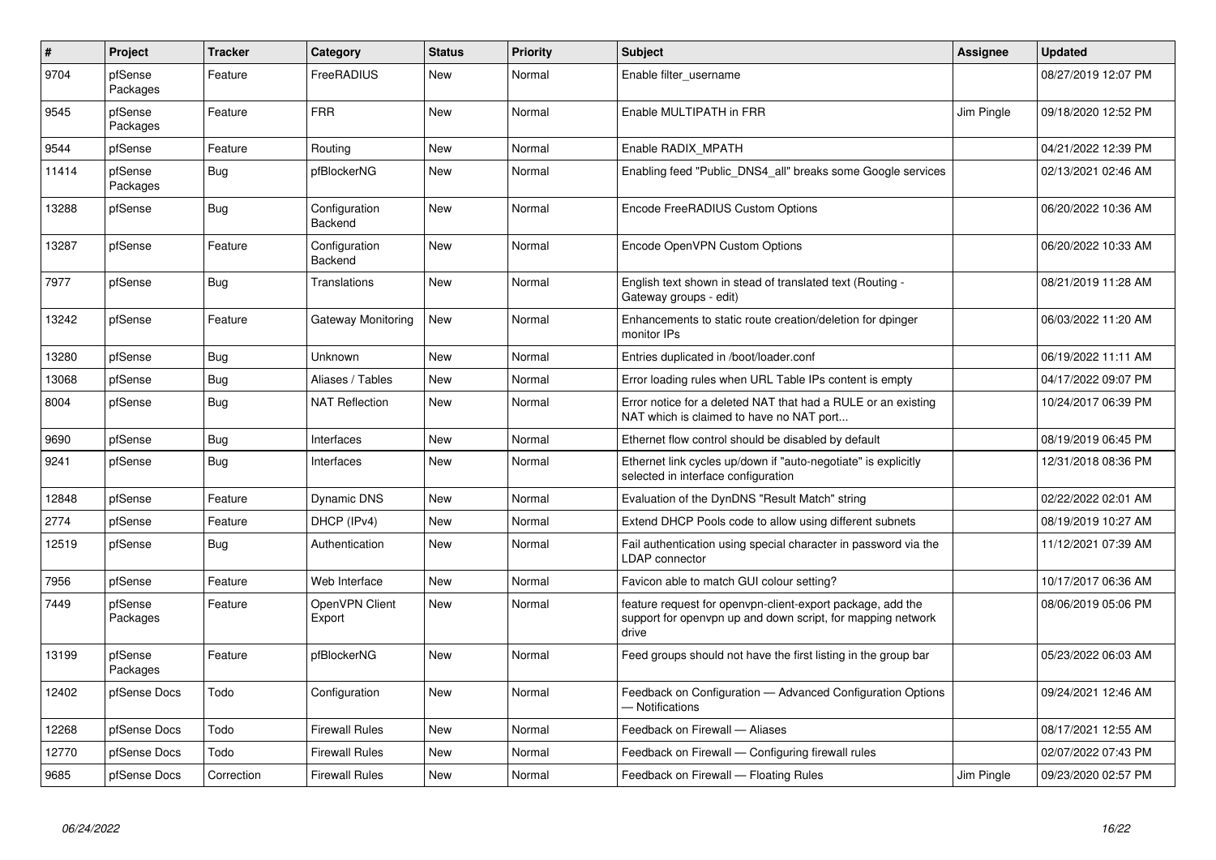| # | Project | Tracker | Category | Status | Priority | Subject | Assignee | Updated |
|---|---|---|---|---|---|---|---|---|
| 9704 | pfSense Packages | Feature | FreeRADIUS | New | Normal | Enable filter_username | | 08/27/2019 12:07 PM |
| 9545 | pfSense Packages | Feature | FRR | New | Normal | Enable MULTIPATH in FRR | Jim Pingle | 09/18/2020 12:52 PM |
| 9544 | pfSense | Feature | Routing | New | Normal | Enable RADIX_MPATH | | 04/21/2022 12:39 PM |
| 11414 | pfSense Packages | Bug | pfBlockerNG | New | Normal | Enabling feed "Public_DNS4_all" breaks some Google services | | 02/13/2021 02:46 AM |
| 13288 | pfSense | Bug | Configuration Backend | New | Normal | Encode FreeRADIUS Custom Options | | 06/20/2022 10:36 AM |
| 13287 | pfSense | Feature | Configuration Backend | New | Normal | Encode OpenVPN Custom Options | | 06/20/2022 10:33 AM |
| 7977 | pfSense | Bug | Translations | New | Normal | English text shown in stead of translated text (Routing - Gateway groups - edit) | | 08/21/2019 11:28 AM |
| 13242 | pfSense | Feature | Gateway Monitoring | New | Normal | Enhancements to static route creation/deletion for dpinger monitor IPs | | 06/03/2022 11:20 AM |
| 13280 | pfSense | Bug | Unknown | New | Normal | Entries duplicated in /boot/loader.conf | | 06/19/2022 11:11 AM |
| 13068 | pfSense | Bug | Aliases / Tables | New | Normal | Error loading rules when URL Table IPs content is empty | | 04/17/2022 09:07 PM |
| 8004 | pfSense | Bug | NAT Reflection | New | Normal | Error notice for a deleted NAT that had a RULE or an existing NAT which is claimed to have no NAT port... | | 10/24/2017 06:39 PM |
| 9690 | pfSense | Bug | Interfaces | New | Normal | Ethernet flow control should be disabled by default | | 08/19/2019 06:45 PM |
| 9241 | pfSense | Bug | Interfaces | New | Normal | Ethernet link cycles up/down if "auto-negotiate" is explicitly selected in interface configuration | | 12/31/2018 08:36 PM |
| 12848 | pfSense | Feature | Dynamic DNS | New | Normal | Evaluation of the DynDNS "Result Match" string | | 02/22/2022 02:01 AM |
| 2774 | pfSense | Feature | DHCP (IPv4) | New | Normal | Extend DHCP Pools code to allow using different subnets | | 08/19/2019 10:27 AM |
| 12519 | pfSense | Bug | Authentication | New | Normal | Fail authentication using special character in password via the LDAP connector | | 11/12/2021 07:39 AM |
| 7956 | pfSense | Feature | Web Interface | New | Normal | Favicon able to match GUI colour setting? | | 10/17/2017 06:36 AM |
| 7449 | pfSense Packages | Feature | OpenVPN Client Export | New | Normal | feature request for openvpn-client-export package, add the support for openvpn up and down script, for mapping network drive | | 08/06/2019 05:06 PM |
| 13199 | pfSense Packages | Feature | pfBlockerNG | New | Normal | Feed groups should not have the first listing in the group bar | | 05/23/2022 06:03 AM |
| 12402 | pfSense Docs | Todo | Configuration | New | Normal | Feedback on Configuration — Advanced Configuration Options — Notifications | | 09/24/2021 12:46 AM |
| 12268 | pfSense Docs | Todo | Firewall Rules | New | Normal | Feedback on Firewall — Aliases | | 08/17/2021 12:55 AM |
| 12770 | pfSense Docs | Todo | Firewall Rules | New | Normal | Feedback on Firewall — Configuring firewall rules | | 02/07/2022 07:43 PM |
| 9685 | pfSense Docs | Correction | Firewall Rules | New | Normal | Feedback on Firewall — Floating Rules | Jim Pingle | 09/23/2020 02:57 PM |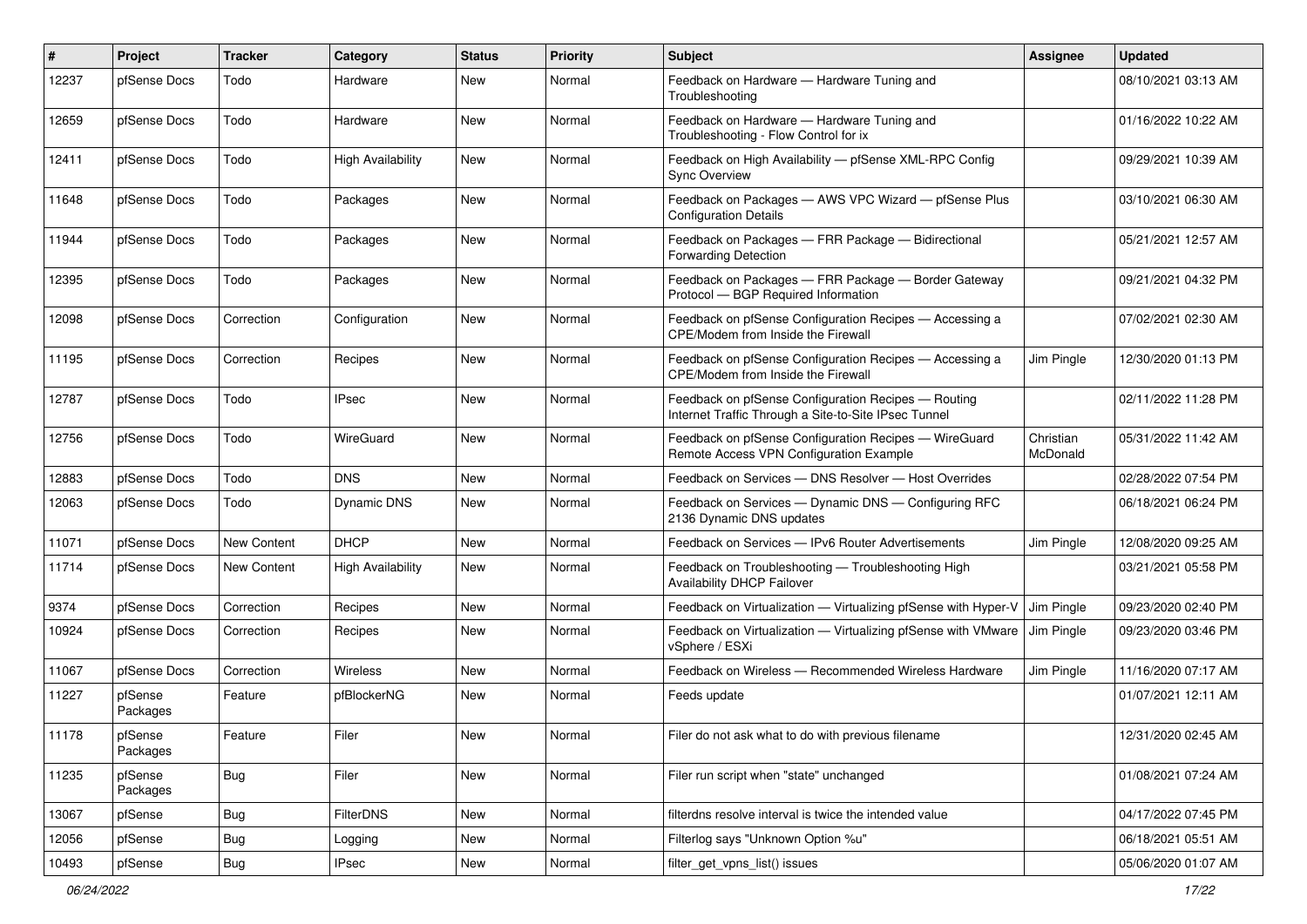| # | Project | Tracker | Category | Status | Priority | Subject | Assignee | Updated |
|---|---|---|---|---|---|---|---|---|
| 12237 | pfSense Docs | Todo | Hardware | New | Normal | Feedback on Hardware — Hardware Tuning and Troubleshooting | | 08/10/2021 03:13 AM |
| 12659 | pfSense Docs | Todo | Hardware | New | Normal | Feedback on Hardware — Hardware Tuning and Troubleshooting - Flow Control for ix | | 01/16/2022 10:22 AM |
| 12411 | pfSense Docs | Todo | High Availability | New | Normal | Feedback on High Availability — pfSense XML-RPC Config Sync Overview | | 09/29/2021 10:39 AM |
| 11648 | pfSense Docs | Todo | Packages | New | Normal | Feedback on Packages — AWS VPC Wizard — pfSense Plus Configuration Details | | 03/10/2021 06:30 AM |
| 11944 | pfSense Docs | Todo | Packages | New | Normal | Feedback on Packages — FRR Package — Bidirectional Forwarding Detection | | 05/21/2021 12:57 AM |
| 12395 | pfSense Docs | Todo | Packages | New | Normal | Feedback on Packages — FRR Package — Border Gateway Protocol — BGP Required Information | | 09/21/2021 04:32 PM |
| 12098 | pfSense Docs | Correction | Configuration | New | Normal | Feedback on pfSense Configuration Recipes — Accessing a CPE/Modem from Inside the Firewall | | 07/02/2021 02:30 AM |
| 11195 | pfSense Docs | Correction | Recipes | New | Normal | Feedback on pfSense Configuration Recipes — Accessing a CPE/Modem from Inside the Firewall | Jim Pingle | 12/30/2020 01:13 PM |
| 12787 | pfSense Docs | Todo | IPsec | New | Normal | Feedback on pfSense Configuration Recipes — Routing Internet Traffic Through a Site-to-Site IPsec Tunnel | | 02/11/2022 11:28 PM |
| 12756 | pfSense Docs | Todo | WireGuard | New | Normal | Feedback on pfSense Configuration Recipes — WireGuard Remote Access VPN Configuration Example | Christian McDonald | 05/31/2022 11:42 AM |
| 12883 | pfSense Docs | Todo | DNS | New | Normal | Feedback on Services — DNS Resolver — Host Overrides | | 02/28/2022 07:54 PM |
| 12063 | pfSense Docs | Todo | Dynamic DNS | New | Normal | Feedback on Services — Dynamic DNS — Configuring RFC 2136 Dynamic DNS updates | | 06/18/2021 06:24 PM |
| 11071 | pfSense Docs | New Content | DHCP | New | Normal | Feedback on Services — IPv6 Router Advertisements | Jim Pingle | 12/08/2020 09:25 AM |
| 11714 | pfSense Docs | New Content | High Availability | New | Normal | Feedback on Troubleshooting — Troubleshooting High Availability DHCP Failover | | 03/21/2021 05:58 PM |
| 9374 | pfSense Docs | Correction | Recipes | New | Normal | Feedback on Virtualization — Virtualizing pfSense with Hyper-V | Jim Pingle | 09/23/2020 02:40 PM |
| 10924 | pfSense Docs | Correction | Recipes | New | Normal | Feedback on Virtualization — Virtualizing pfSense with VMware vSphere / ESXi | Jim Pingle | 09/23/2020 03:46 PM |
| 11067 | pfSense Docs | Correction | Wireless | New | Normal | Feedback on Wireless — Recommended Wireless Hardware | Jim Pingle | 11/16/2020 07:17 AM |
| 11227 | pfSense Packages | Feature | pfBlockerNG | New | Normal | Feeds update | | 01/07/2021 12:11 AM |
| 11178 | pfSense Packages | Feature | Filer | New | Normal | Filer do not ask what to do with previous filename | | 12/31/2020 02:45 AM |
| 11235 | pfSense Packages | Bug | Filer | New | Normal | Filer run script when "state" unchanged | | 01/08/2021 07:24 AM |
| 13067 | pfSense | Bug | FilterDNS | New | Normal | filterdns resolve interval is twice the intended value | | 04/17/2022 07:45 PM |
| 12056 | pfSense | Bug | Logging | New | Normal | Filterlog says "Unknown Option %u" | | 06/18/2021 05:51 AM |
| 10493 | pfSense | Bug | IPsec | New | Normal | filter_get_vpns_list() issues | | 05/06/2020 01:07 AM |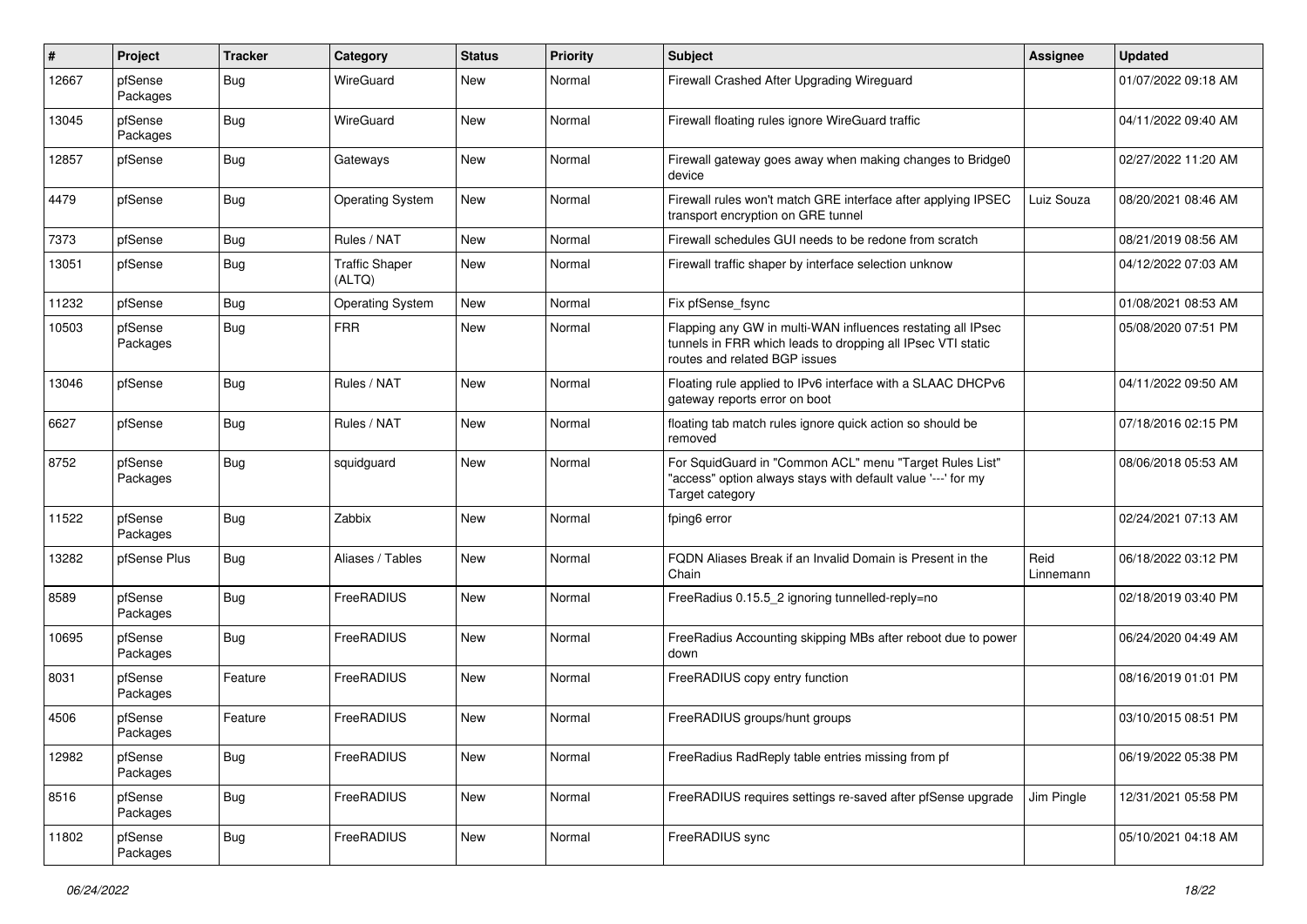| # | Project | Tracker | Category | Status | Priority | Subject | Assignee | Updated |
| --- | --- | --- | --- | --- | --- | --- | --- | --- |
| 12667 | pfSense Packages | Bug | WireGuard | New | Normal | Firewall Crashed After Upgrading Wireguard | | 01/07/2022 09:18 AM |
| 13045 | pfSense Packages | Bug | WireGuard | New | Normal | Firewall floating rules ignore WireGuard traffic | | 04/11/2022 09:40 AM |
| 12857 | pfSense | Bug | Gateways | New | Normal | Firewall gateway goes away when making changes to Bridge0 device | | 02/27/2022 11:20 AM |
| 4479 | pfSense | Bug | Operating System | New | Normal | Firewall rules won't match GRE interface after applying IPSEC transport encryption on GRE tunnel | Luiz Souza | 08/20/2021 08:46 AM |
| 7373 | pfSense | Bug | Rules / NAT | New | Normal | Firewall schedules GUI needs to be redone from scratch | | 08/21/2019 08:56 AM |
| 13051 | pfSense | Bug | Traffic Shaper (ALTQ) | New | Normal | Firewall traffic shaper by interface selection unknow | | 04/12/2022 07:03 AM |
| 11232 | pfSense | Bug | Operating System | New | Normal | Fix pfSense_fsync | | 01/08/2021 08:53 AM |
| 10503 | pfSense Packages | Bug | FRR | New | Normal | Flapping any GW in multi-WAN influences restating all IPsec tunnels in FRR which leads to dropping all IPsec VTI static routes and related BGP issues | | 05/08/2020 07:51 PM |
| 13046 | pfSense | Bug | Rules / NAT | New | Normal | Floating rule applied to IPv6 interface with a SLAAC DHCPv6 gateway reports error on boot | | 04/11/2022 09:50 AM |
| 6627 | pfSense | Bug | Rules / NAT | New | Normal | floating tab match rules ignore quick action so should be removed | | 07/18/2016 02:15 PM |
| 8752 | pfSense Packages | Bug | squidguard | New | Normal | For SquidGuard in "Common ACL" menu "Target Rules List" "access" option always stays with default value '---' for my Target category | | 08/06/2018 05:53 AM |
| 11522 | pfSense Packages | Bug | Zabbix | New | Normal | fping6 error | | 02/24/2021 07:13 AM |
| 13282 | pfSense Plus | Bug | Aliases / Tables | New | Normal | FQDN Aliases Break if an Invalid Domain is Present in the Chain | Reid Linnemann | 06/18/2022 03:12 PM |
| 8589 | pfSense Packages | Bug | FreeRADIUS | New | Normal | FreeRadius 0.15.5_2 ignoring tunnelled-reply=no | | 02/18/2019 03:40 PM |
| 10695 | pfSense Packages | Bug | FreeRADIUS | New | Normal | FreeRadius Accounting skipping MBs after reboot due to power down | | 06/24/2020 04:49 AM |
| 8031 | pfSense Packages | Feature | FreeRADIUS | New | Normal | FreeRADIUS copy entry function | | 08/16/2019 01:01 PM |
| 4506 | pfSense Packages | Feature | FreeRADIUS | New | Normal | FreeRADIUS groups/hunt groups | | 03/10/2015 08:51 PM |
| 12982 | pfSense Packages | Bug | FreeRADIUS | New | Normal | FreeRadius RadReply table entries missing from pf | | 06/19/2022 05:38 PM |
| 8516 | pfSense Packages | Bug | FreeRADIUS | New | Normal | FreeRADIUS requires settings re-saved after pfSense upgrade | Jim Pingle | 12/31/2021 05:58 PM |
| 11802 | pfSense Packages | Bug | FreeRADIUS | New | Normal | FreeRADIUS sync | | 05/10/2021 04:18 AM |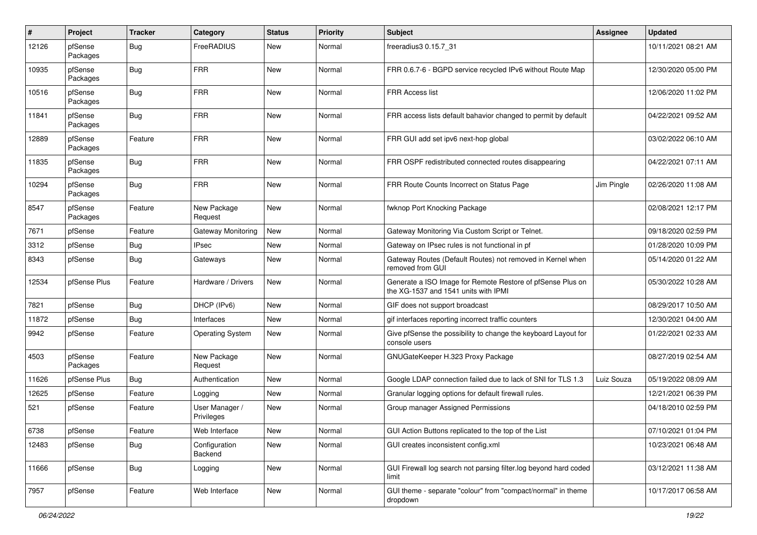| # | Project | Tracker | Category | Status | Priority | Subject | Assignee | Updated |
|---|---|---|---|---|---|---|---|---|
| 12126 | pfSense Packages | Bug | FreeRADIUS | New | Normal | freeradius3 0.15.7_31 | | 10/11/2021 08:21 AM |
| 10935 | pfSense Packages | Bug | FRR | New | Normal | FRR 0.6.7-6 - BGPD service recycled IPv6 without Route Map | | 12/30/2020 05:00 PM |
| 10516 | pfSense Packages | Bug | FRR | New | Normal | FRR Access list | | 12/06/2020 11:02 PM |
| 11841 | pfSense Packages | Bug | FRR | New | Normal | FRR access lists default bahavior changed to permit by default | | 04/22/2021 09:52 AM |
| 12889 | pfSense Packages | Feature | FRR | New | Normal | FRR GUI add set ipv6 next-hop global | | 03/02/2022 06:10 AM |
| 11835 | pfSense Packages | Bug | FRR | New | Normal | FRR OSPF redistributed connected routes disappearing | | 04/22/2021 07:11 AM |
| 10294 | pfSense Packages | Bug | FRR | New | Normal | FRR Route Counts Incorrect on Status Page | Jim Pingle | 02/26/2020 11:08 AM |
| 8547 | pfSense Packages | Feature | New Package Request | New | Normal | fwknop Port Knocking Package | | 02/08/2021 12:17 PM |
| 7671 | pfSense | Feature | Gateway Monitoring | New | Normal | Gateway Monitoring Via Custom Script or Telnet. | | 09/18/2020 02:59 PM |
| 3312 | pfSense | Bug | IPsec | New | Normal | Gateway on IPsec rules is not functional in pf | | 01/28/2020 10:09 PM |
| 8343 | pfSense | Bug | Gateways | New | Normal | Gateway Routes (Default Routes) not removed in Kernel when removed from GUI | | 05/14/2020 01:22 AM |
| 12534 | pfSense Plus | Feature | Hardware / Drivers | New | Normal | Generate a ISO Image for Remote Restore of pfSense Plus on the XG-1537 and 1541 units with IPMI | | 05/30/2022 10:28 AM |
| 7821 | pfSense | Bug | DHCP (IPv6) | New | Normal | GIF does not support broadcast | | 08/29/2017 10:50 AM |
| 11872 | pfSense | Bug | Interfaces | New | Normal | gif interfaces reporting incorrect traffic counters | | 12/30/2021 04:00 AM |
| 9942 | pfSense | Feature | Operating System | New | Normal | Give pfSense the possibility to change the keyboard Layout for console users | | 01/22/2021 02:33 AM |
| 4503 | pfSense Packages | Feature | New Package Request | New | Normal | GNUGateKeeper H.323 Proxy Package | | 08/27/2019 02:54 AM |
| 11626 | pfSense Plus | Bug | Authentication | New | Normal | Google LDAP connection failed due to lack of SNI for TLS 1.3 | Luiz Souza | 05/19/2022 08:09 AM |
| 12625 | pfSense | Feature | Logging | New | Normal | Granular logging options for default firewall rules. | | 12/21/2021 06:39 PM |
| 521 | pfSense | Feature | User Manager / Privileges | New | Normal | Group manager Assigned Permissions | | 04/18/2010 02:59 PM |
| 6738 | pfSense | Feature | Web Interface | New | Normal | GUI Action Buttons replicated to the top of the List | | 07/10/2021 01:04 PM |
| 12483 | pfSense | Bug | Configuration Backend | New | Normal | GUI creates inconsistent config.xml | | 10/23/2021 06:48 AM |
| 11666 | pfSense | Bug | Logging | New | Normal | GUI Firewall log search not parsing filter.log beyond hard coded limit | | 03/12/2021 11:38 AM |
| 7957 | pfSense | Feature | Web Interface | New | Normal | GUI theme - separate "colour" from "compact/normal" in theme dropdown | | 10/17/2017 06:58 AM |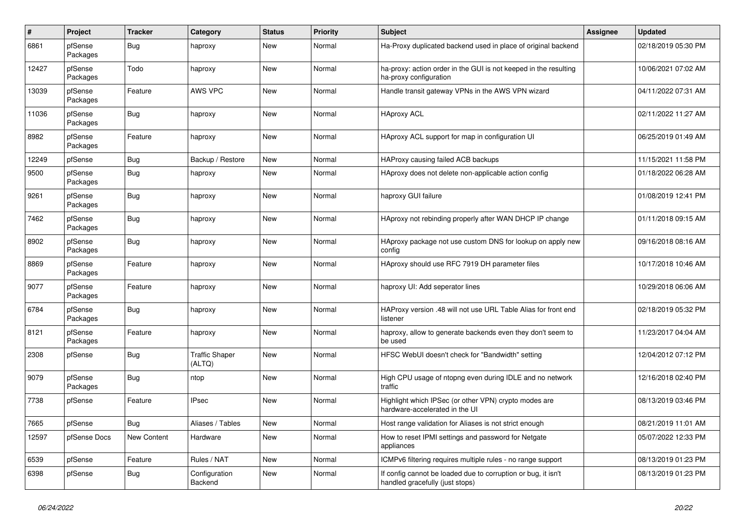| # | Project | Tracker | Category | Status | Priority | Subject | Assignee | Updated |
|---|---|---|---|---|---|---|---|---|
| 6861 | pfSense Packages | Bug | haproxy | New | Normal | Ha-Proxy duplicated backend used in place of original backend | | 02/18/2019 05:30 PM |
| 12427 | pfSense Packages | Todo | haproxy | New | Normal | ha-proxy: action order in the GUI is not keeped in the resulting ha-proxy configuration | | 10/06/2021 07:02 AM |
| 13039 | pfSense Packages | Feature | AWS VPC | New | Normal | Handle transit gateway VPNs in the AWS VPN wizard | | 04/11/2022 07:31 AM |
| 11036 | pfSense Packages | Bug | haproxy | New | Normal | HAproxy ACL | | 02/11/2022 11:27 AM |
| 8982 | pfSense Packages | Feature | haproxy | New | Normal | HAproxy ACL support for map in configuration UI | | 06/25/2019 01:49 AM |
| 12249 | pfSense | Bug | Backup / Restore | New | Normal | HAProxy causing failed ACB backups | | 11/15/2021 11:58 PM |
| 9500 | pfSense Packages | Bug | haproxy | New | Normal | HAproxy does not delete non-applicable action config | | 01/18/2022 06:28 AM |
| 9261 | pfSense Packages | Bug | haproxy | New | Normal | haproxy GUI failure | | 01/08/2019 12:41 PM |
| 7462 | pfSense Packages | Bug | haproxy | New | Normal | HAproxy not rebinding properly after WAN DHCP IP change | | 01/11/2018 09:15 AM |
| 8902 | pfSense Packages | Bug | haproxy | New | Normal | HAproxy package not use custom DNS for lookup on apply new config | | 09/16/2018 08:16 AM |
| 8869 | pfSense Packages | Feature | haproxy | New | Normal | HAproxy should use RFC 7919 DH parameter files | | 10/17/2018 10:46 AM |
| 9077 | pfSense Packages | Feature | haproxy | New | Normal | haproxy UI: Add seperator lines | | 10/29/2018 06:06 AM |
| 6784 | pfSense Packages | Bug | haproxy | New | Normal | HAProxy version .48 will not use URL Table Alias for front end listener | | 02/18/2019 05:32 PM |
| 8121 | pfSense Packages | Feature | haproxy | New | Normal | haproxy, allow to generate backends even they don't seem to be used | | 11/23/2017 04:04 AM |
| 2308 | pfSense | Bug | Traffic Shaper (ALTQ) | New | Normal | HFSC WebUI doesn't check for "Bandwidth" setting | | 12/04/2012 07:12 PM |
| 9079 | pfSense Packages | Bug | ntop | New | Normal | High CPU usage of ntopng even during IDLE and no network traffic | | 12/16/2018 02:40 PM |
| 7738 | pfSense | Feature | IPsec | New | Normal | Highlight which IPSec (or other VPN) crypto modes are hardware-accelerated in the UI | | 08/13/2019 03:46 PM |
| 7665 | pfSense | Bug | Aliases / Tables | New | Normal | Host range validation for Aliases is not strict enough | | 08/21/2019 11:01 AM |
| 12597 | pfSense Docs | New Content | Hardware | New | Normal | How to reset IPMI settings and password for Netgate appliances | | 05/07/2022 12:33 PM |
| 6539 | pfSense | Feature | Rules / NAT | New | Normal | ICMPv6 filtering requires multiple rules - no range support | | 08/13/2019 01:23 PM |
| 6398 | pfSense | Bug | Configuration Backend | New | Normal | If config cannot be loaded due to corruption or bug, it isn't handled gracefully (just stops) | | 08/13/2019 01:23 PM |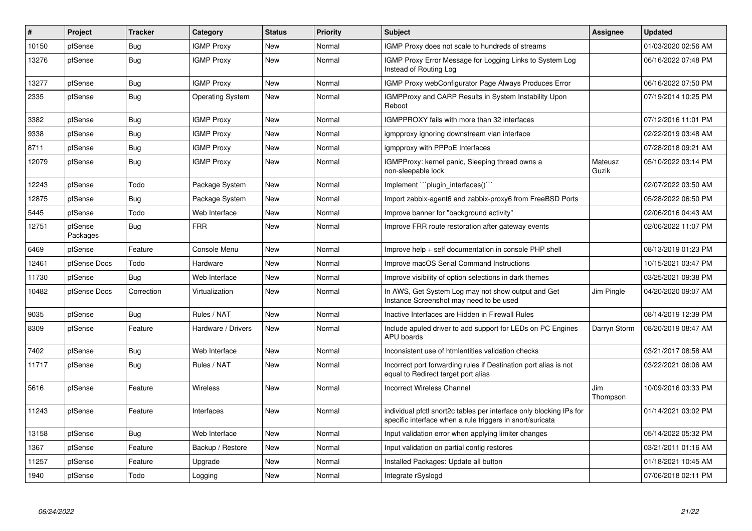| # | Project | Tracker | Category | Status | Priority | Subject | Assignee | Updated |
|---|---|---|---|---|---|---|---|---|
| 10150 | pfSense | Bug | IGMP Proxy | New | Normal | IGMP Proxy does not scale to hundreds of streams | | 01/03/2020 02:56 AM |
| 13276 | pfSense | Bug | IGMP Proxy | New | Normal | IGMP Proxy Error Message for Logging Links to System Log Instead of Routing Log | | 06/16/2022 07:48 PM |
| 13277 | pfSense | Bug | IGMP Proxy | New | Normal | IGMP Proxy webConfigurator Page Always Produces Error | | 06/16/2022 07:50 PM |
| 2335 | pfSense | Bug | Operating System | New | Normal | IGMPProxy and CARP Results in System Instability Upon Reboot | | 07/19/2014 10:25 PM |
| 3382 | pfSense | Bug | IGMP Proxy | New | Normal | IGMPPROXY fails with more than 32 interfaces | | 07/12/2016 11:01 PM |
| 9338 | pfSense | Bug | IGMP Proxy | New | Normal | igmpproxy ignoring downstream vlan interface | | 02/22/2019 03:48 AM |
| 8711 | pfSense | Bug | IGMP Proxy | New | Normal | igmpproxy with PPPoE Interfaces | | 07/28/2018 09:21 AM |
| 12079 | pfSense | Bug | IGMP Proxy | New | Normal | IGMPProxy: kernel panic, Sleeping thread owns a non-sleepable lock | Mateusz Guzik | 05/10/2022 03:14 PM |
| 12243 | pfSense | Todo | Package System | New | Normal | Implement ```plugin_interfaces()``` | | 02/07/2022 03:50 AM |
| 12875 | pfSense | Bug | Package System | New | Normal | Import zabbix-agent6 and zabbix-proxy6 from FreeBSD Ports | | 05/28/2022 06:50 PM |
| 5445 | pfSense | Todo | Web Interface | New | Normal | Improve banner for "background activity" | | 02/06/2016 04:43 AM |
| 12751 | pfSense Packages | Bug | FRR | New | Normal | Improve FRR route restoration after gateway events | | 02/06/2022 11:07 PM |
| 6469 | pfSense | Feature | Console Menu | New | Normal | Improve help + self documentation in console PHP shell | | 08/13/2019 01:23 PM |
| 12461 | pfSense Docs | Todo | Hardware | New | Normal | Improve macOS Serial Command Instructions | | 10/15/2021 03:47 PM |
| 11730 | pfSense | Bug | Web Interface | New | Normal | Improve visibility of option selections in dark themes | | 03/25/2021 09:38 PM |
| 10482 | pfSense Docs | Correction | Virtualization | New | Normal | In AWS, Get System Log may not show output and Get Instance Screenshot may need to be used | Jim Pingle | 04/20/2020 09:07 AM |
| 9035 | pfSense | Bug | Rules / NAT | New | Normal | Inactive Interfaces are Hidden in Firewall Rules | | 08/14/2019 12:39 PM |
| 8309 | pfSense | Feature | Hardware / Drivers | New | Normal | Include apuled driver to add support for LEDs on PC Engines APU boards | Darryn Storm | 08/20/2019 08:47 AM |
| 7402 | pfSense | Bug | Web Interface | New | Normal | Inconsistent use of htmlentities validation checks | | 03/21/2017 08:58 AM |
| 11717 | pfSense | Bug | Rules / NAT | New | Normal | Incorrect port forwarding rules if Destination port alias is not equal to Redirect target port alias | | 03/22/2021 06:06 AM |
| 5616 | pfSense | Feature | Wireless | New | Normal | Incorrect Wireless Channel | Jim Thompson | 10/09/2016 03:33 PM |
| 11243 | pfSense | Feature | Interfaces | New | Normal | individual pfctl snort2c tables per interface only blocking IPs for specific interface when a rule triggers in snort/suricata | | 01/14/2021 03:02 PM |
| 13158 | pfSense | Bug | Web Interface | New | Normal | Input validation error when applying limiter changes | | 05/14/2022 05:32 PM |
| 1367 | pfSense | Feature | Backup / Restore | New | Normal | Input validation on partial config restores | | 03/21/2011 01:16 AM |
| 11257 | pfSense | Feature | Upgrade | New | Normal | Installed Packages: Update all button | | 01/18/2021 10:45 AM |
| 1940 | pfSense | Todo | Logging | New | Normal | Integrate rSyslogd | | 07/06/2018 02:11 PM |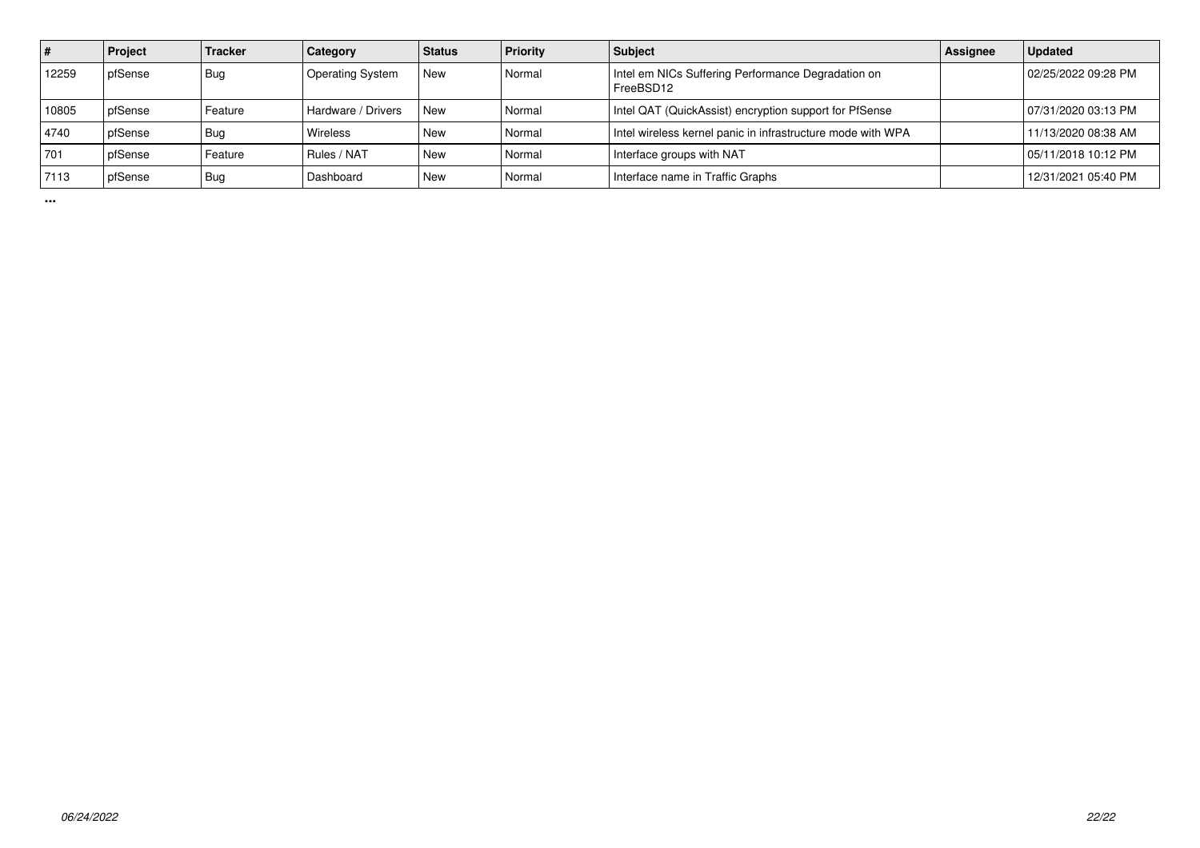| # | Project | Tracker | Category | Status | Priority | Subject | Assignee | Updated |
|---|---|---|---|---|---|---|---|---|
| 12259 | pfSense | Bug | Operating System | New | Normal | Intel em NICs Suffering Performance Degradation on FreeBSD12 | | 02/25/2022 09:28 PM |
| 10805 | pfSense | Feature | Hardware / Drivers | New | Normal | Intel QAT (QuickAssist) encryption support for PfSense | | 07/31/2020 03:13 PM |
| 4740 | pfSense | Bug | Wireless | New | Normal | Intel wireless kernel panic in infrastructure mode with WPA | | 11/13/2020 08:38 AM |
| 701 | pfSense | Feature | Rules / NAT | New | Normal | Interface groups with NAT | | 05/11/2018 10:12 PM |
| 7113 | pfSense | Bug | Dashboard | New | Normal | Interface name in Traffic Graphs | | 12/31/2021 05:40 PM |

...